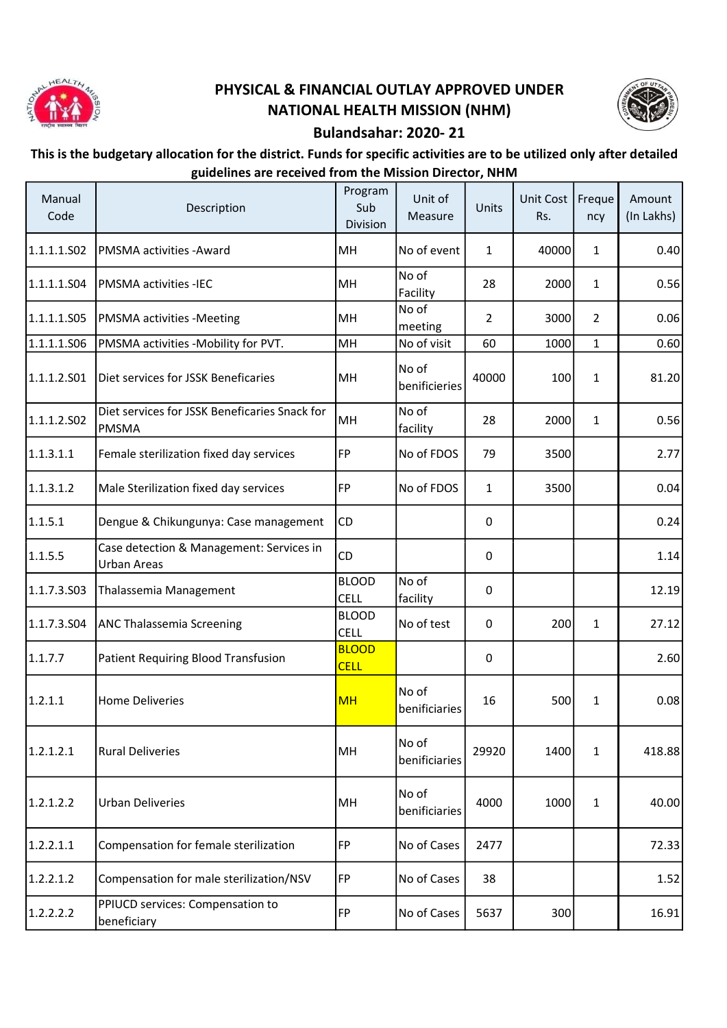# PHYSICAL & FINANCIAL OUTLAY APPROVED UNDER NATIONAL HEALTH MISSION (NHM)

## Bulandshahar: 2020- 21

**This is the budgetary allocation for the district. Funds for specific activities are to be utilized only after detailed guidelines are received from the Mission Director, NHM**

| Manual Code | Description | Program Sub Division | Unit of Measure | Units | Unit Cost Rs. | Frequency | Amount (In Lakhs) |
|---|---|---|---|---|---|---|---|
| 1.1.1.1.S02 | PMSMA activities -Award | MH | No of event | 1 | 40000 | 1 | 0.40 |
| 1.1.1.1.S04 | PMSMA activities -IEC | MH | No of Facility | 28 | 2000 | 1 | 0.56 |
| 1.1.1.1.S05 | PMSMA activities -Meeting | MH | No of meeting | 2 | 3000 | 2 | 0.06 |
| 1.1.1.1.S06 | PMSMA activities -Mobility for PVT. | MH | No of visit | 60 | 1000 | 1 | 0.60 |
| 1.1.1.2.S01 | Diet services for JSSK Beneficaries | MH | No of benificieries | 40000 | 100 | 1 | 81.20 |
| 1.1.1.2.S02 | Diet services for JSSK Beneficaries Snack for PMSMA | MH | No of facility | 28 | 2000 | 1 | 0.56 |
| 1.1.3.1.1 | Female sterilization fixed day services | FP | No of FDOS | 79 | 3500 | | 2.77 |
| 1.1.3.1.2 | Male Sterilization fixed day services | FP | No of FDOS | 1 | 3500 | | 0.04 |
| 1.1.5.1 | Dengue & Chikungunya: Case management | CD | | 0 | | | 0.24 |
| 1.1.5.5 | Case detection & Management: Services in Urban Areas | CD | | 0 | | | 1.14 |
| 1.1.7.3.S03 | Thalassemia Management | BLOOD CELL | No of facility | 0 | | | 12.19 |
| 1.1.7.3.S04 | ANC Thalassemia Screening | BLOOD CELL | No of test | 0 | 200 | 1 | 27.12 |
| 1.1.7.7 | Patient Requiring Blood Transfusion | BLOOD CELL | | 0 | | | 2.60 |
| 1.2.1.1 | Home Deliveries | MH | No of beneficiaries | 16 | 500 | 1 | 0.08 |
| 1.2.1.2.1 | Rural Deliveries | MH | No of beneficiaries | 29920 | 1400 | 1 | 418.88 |
| 1.2.1.2.2 | Urban Deliveries | MH | No of beneficiaries | 4000 | 1000 | 1 | 40.00 |
| 1.2.2.1.1 | Compensation for female sterilization | FP | No of Cases | 2477 | | | 72.33 |
| 1.2.2.1.2 | Compensation for male sterilization/NSV | FP | No of Cases | 38 | | | 1.52 |
| 1.2.2.2.2 | PPIUCD services: Compensation to beneficiary | FP | No of Cases | 5637 | 300 | | 16.91 |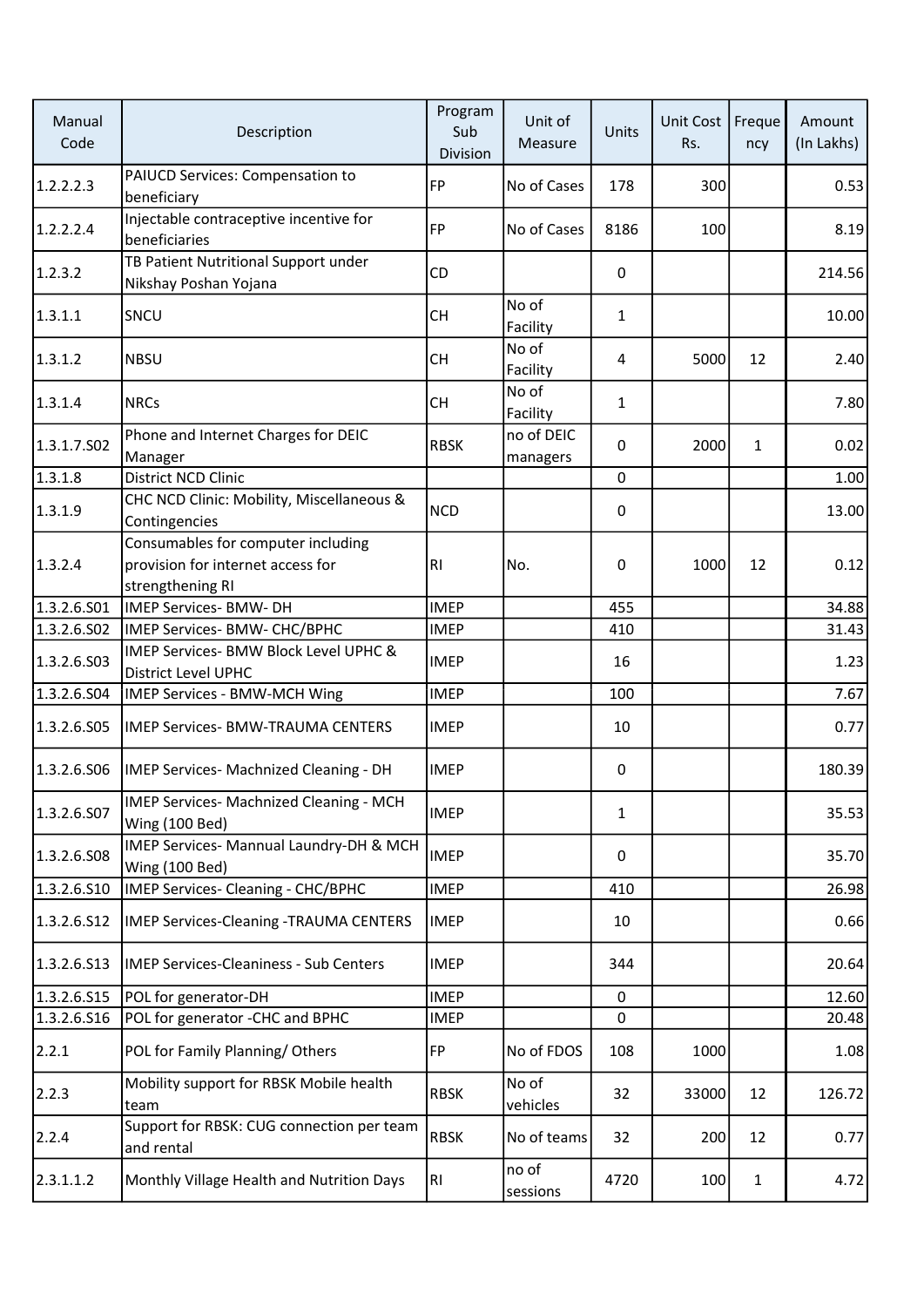| Manual Code | Description | Program Sub Division | Unit of Measure | Units | Unit Cost Rs. | Frequency | Amount (In Lakhs) |
|---|---|---|---|---|---|---|---|
| 1.2.2.2.3 | PAIUCD Services: Compensation to beneficiary | FP | No of Cases | 178 | 300 | | 0.53 |
| 1.2.2.2.4 | Injectable contraceptive incentive for beneficiaries | FP | No of Cases | 8186 | 100 | | 8.19 |
| 1.2.3.2 | TB Patient Nutritional Support under Nikshay Poshan Yojana | CD | | 0 | | | 214.56 |
| 1.3.1.1 | SNCU | CH | No of Facility | 1 | | | 10.00 |
| 1.3.1.2 | NBSU | CH | No of Facility | 4 | 5000 | 12 | 2.40 |
| 1.3.1.4 | NRCs | CH | No of Facility | 1 | | | 7.80 |
| 1.3.1.7.S02 | Phone and Internet Charges for DEIC Manager | RBSK | no of DEIC managers | 0 | 2000 | 1 | 0.02 |
| 1.3.1.8 | District NCD Clinic | | | 0 | | | 1.00 |
| 1.3.1.9 | CHC NCD Clinic: Mobility, Miscellaneous & Contingencies | NCD | | 0 | | | 13.00 |
| 1.3.2.4 | Consumables for computer including provision for internet access for strengthening RI | RI | No. | 0 | 1000 | 12 | 0.12 |
| 1.3.2.6.S01 | IMEP Services- BMW- DH | IMEP | | 455 | | | 34.88 |
| 1.3.2.6.S02 | IMEP Services- BMW- CHC/BPHC | IMEP | | 410 | | | 31.43 |
| 1.3.2.6.S03 | IMEP Services- BMW Block Level UPHC & District Level UPHC | IMEP | | 16 | | | 1.23 |
| 1.3.2.6.S04 | IMEP Services - BMW-MCH Wing | IMEP | | 100 | | | 7.67 |
| 1.3.2.6.S05 | IMEP Services- BMW-TRAUMA CENTERS | IMEP | | 10 | | | 0.77 |
| 1.3.2.6.S06 | IMEP Services- Machnized Cleaning - DH | IMEP | | 0 | | | 180.39 |
| 1.3.2.6.S07 | IMEP Services- Machnized Cleaning - MCH Wing (100 Bed) | IMEP | | 1 | | | 35.53 |
| 1.3.2.6.S08 | IMEP Services- Mannual Laundry-DH & MCH Wing (100 Bed) | IMEP | | 0 | | | 35.70 |
| 1.3.2.6.S10 | IMEP Services- Cleaning - CHC/BPHC | IMEP | | 410 | | | 26.98 |
| 1.3.2.6.S12 | IMEP Services-Cleaning -TRAUMA CENTERS | IMEP | | 10 | | | 0.66 |
| 1.3.2.6.S13 | IMEP Services-Cleaniness - Sub Centers | IMEP | | 344 | | | 20.64 |
| 1.3.2.6.S15 | POL for generator-DH | IMEP | | 0 | | | 12.60 |
| 1.3.2.6.S16 | POL for generator -CHC and BPHC | IMEP | | 0 | | | 20.48 |
| 2.2.1 | POL for Family Planning/ Others | FP | No of FDOS | 108 | 1000 | | 1.08 |
| 2.2.3 | Mobility support for RBSK Mobile health team | RBSK | No of vehicles | 32 | 33000 | 12 | 126.72 |
| 2.2.4 | Support for RBSK: CUG connection per team and rental | RBSK | No of teams | 32 | 200 | 12 | 0.77 |
| 2.3.1.1.2 | Monthly Village Health and Nutrition Days | RI | no of sessions | 4720 | 100 | 1 | 4.72 |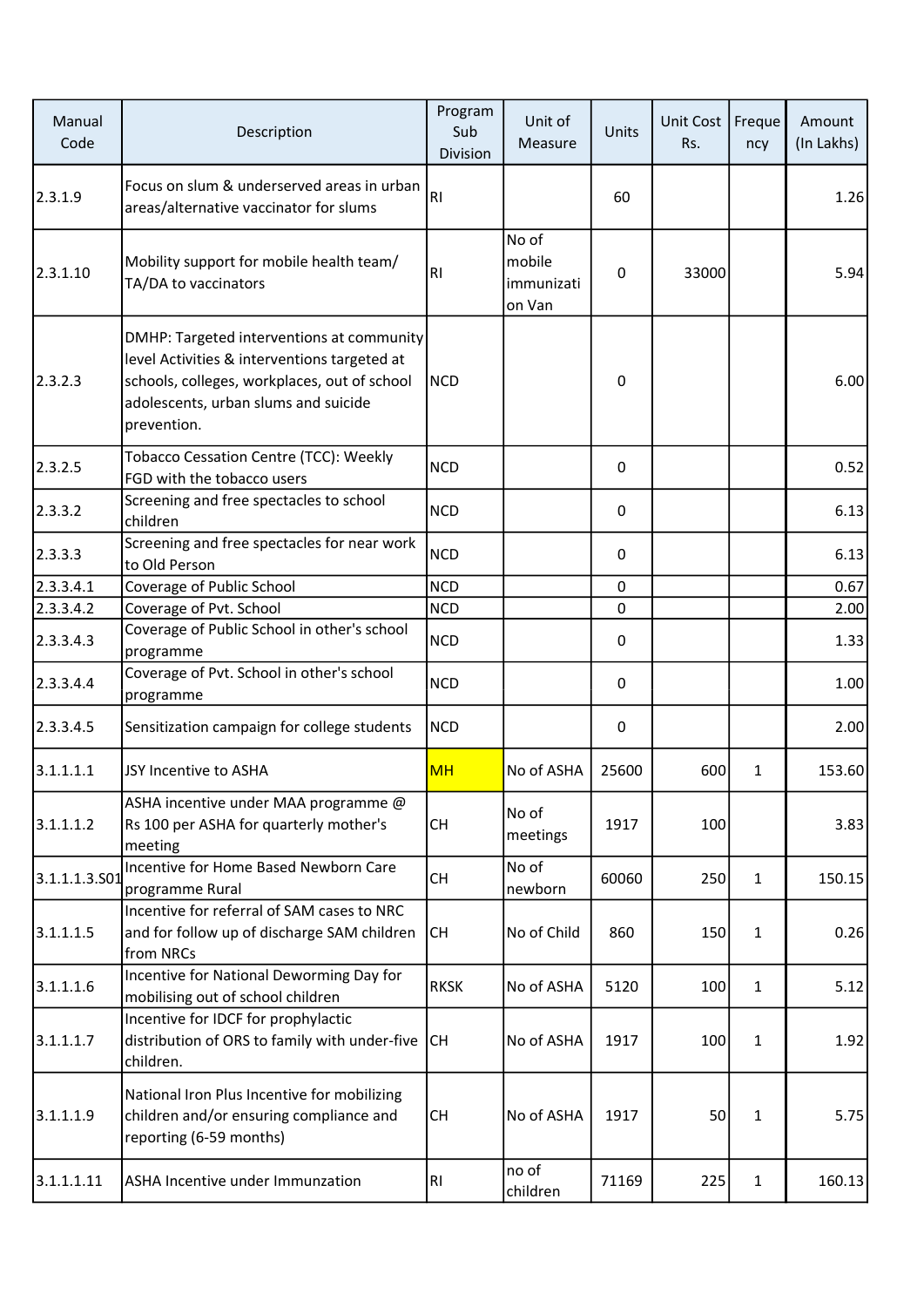| Manual Code | Description | Program Sub Division | Unit of Measure | Units | Unit Cost Rs. | Frequency | Amount (In Lakhs) |
|---|---|---|---|---|---|---|---|
| 2.3.1.9 | Focus on slum & underserved areas in urban areas/alternative vaccinator for slums | RI | | 60 | | | 1.26 |
| 2.3.1.10 | Mobility support for mobile health team/ TA/DA to vaccinators | RI | No of mobile immunization Van | 0 | 33000 | | 5.94 |
| 2.3.2.3 | DMHP: Targeted interventions at community level Activities & interventions targeted at schools, colleges, workplaces, out of school adolescents, urban slums and suicide prevention. | NCD | | 0 | | | 6.00 |
| 2.3.2.5 | Tobacco Cessation Centre (TCC): Weekly FGD with the tobacco users | NCD | | 0 | | | 0.52 |
| 2.3.3.2 | Screening and free spectacles to school children | NCD | | 0 | | | 6.13 |
| 2.3.3.3 | Screening and free spectacles for near work to Old Person | NCD | | 0 | | | 6.13 |
| 2.3.3.4.1 | Coverage of Public School | NCD | | 0 | | | 0.67 |
| 2.3.3.4.2 | Coverage of Pvt. School | NCD | | 0 | | | 2.00 |
| 2.3.3.4.3 | Coverage of Public School in other's school programme | NCD | | 0 | | | 1.33 |
| 2.3.3.4.4 | Coverage of Pvt. School in other's school programme | NCD | | 0 | | | 1.00 |
| 2.3.3.4.5 | Sensitization campaign for college students | NCD | | 0 | | | 2.00 |
| 3.1.1.1.1 | JSY Incentive to ASHA | MH | No of ASHA | 25600 | 600 | 1 | 153.60 |
| 3.1.1.1.2 | ASHA incentive under MAA programme @ Rs 100 per ASHA for quarterly mother's meeting | CH | No of meetings | 1917 | 100 | | 3.83 |
| 3.1.1.1.3.S01 | Incentive for Home Based Newborn Care programme Rural | CH | No of newborn | 60060 | 250 | 1 | 150.15 |
| 3.1.1.1.5 | Incentive for referral of SAM cases to NRC and for follow up of discharge SAM children from NRCs | CH | No of Child | 860 | 150 | 1 | 0.26 |
| 3.1.1.1.6 | Incentive for National Deworming Day for mobilising out of school children | RKSK | No of ASHA | 5120 | 100 | 1 | 5.12 |
| 3.1.1.1.7 | Incentive for IDCF for prophylactic distribution of ORS to family with under-five children. | CH | No of ASHA | 1917 | 100 | 1 | 1.92 |
| 3.1.1.1.9 | National Iron Plus Incentive for mobilizing children and/or ensuring compliance and reporting (6-59 months) | CH | No of ASHA | 1917 | 50 | 1 | 5.75 |
| 3.1.1.1.11 | ASHA Incentive under Immunzation | RI | no of children | 71169 | 225 | 1 | 160.13 |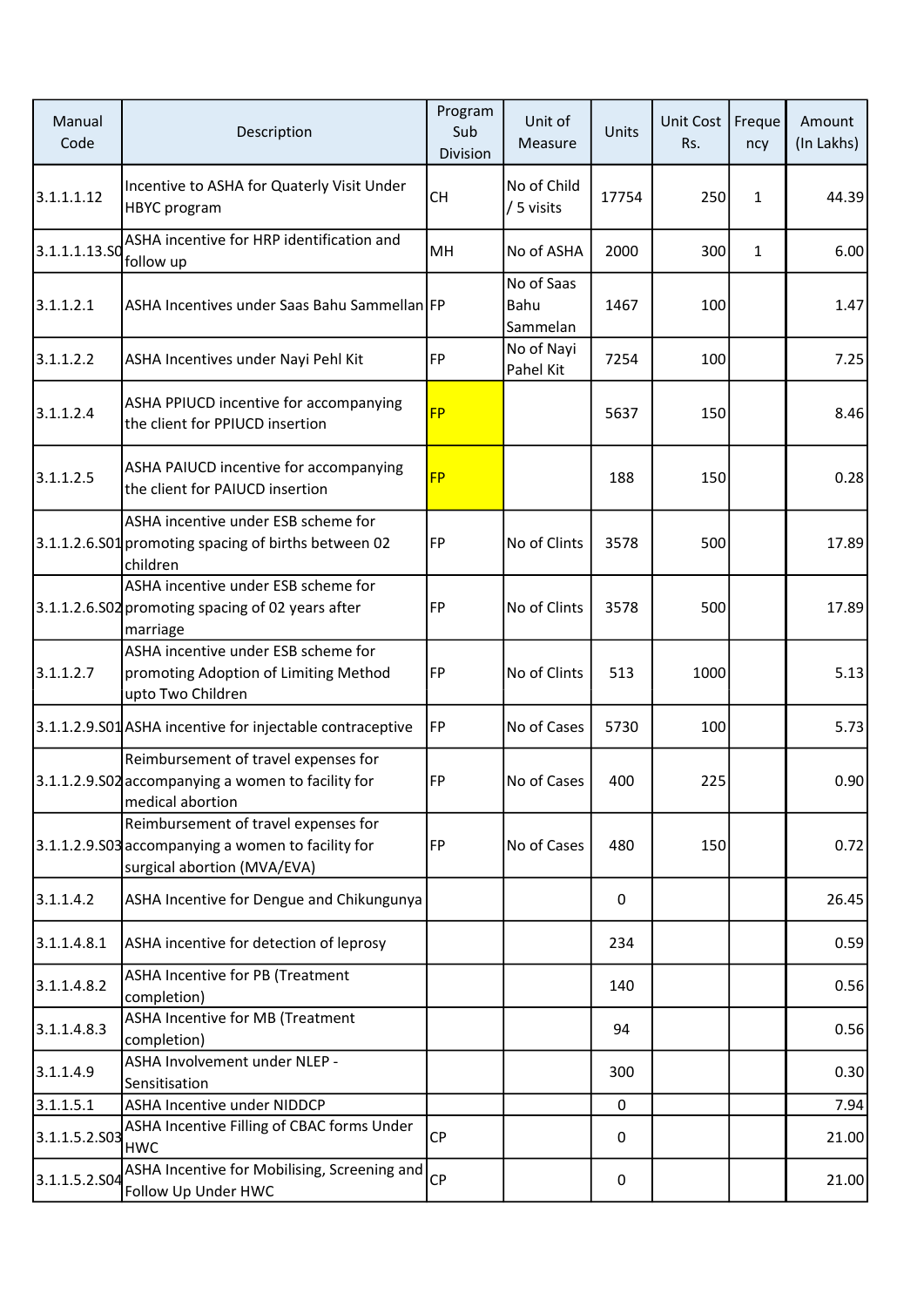| Manual Code | Description | Program Sub Division | Unit of Measure | Units | Unit Cost Rs. | Frequency | Amount (In Lakhs) |
|---|---|---|---|---|---|---|---|
| 3.1.1.1.12 | Incentive to ASHA for Quaterly Visit Under HBYC program | CH | No of Child / 5 visits | 17754 | 250 | 1 | 44.39 |
| 3.1.1.1.13.S0 | ASHA incentive for HRP identification and follow up | MH | No of ASHA | 2000 | 300 | 1 | 6.00 |
| 3.1.1.2.1 | ASHA Incentives under Saas Bahu Sammellan | FP | No of Saas Bahu Sammelan | 1467 | 100 | | 1.47 |
| 3.1.1.2.2 | ASHA Incentives under Nayi Pehl Kit | FP | No of Nayi Pahel Kit | 7254 | 100 | | 7.25 |
| 3.1.1.2.4 | ASHA PPIUCD incentive for accompanying the client for PPIUCD insertion | FP | | 5637 | 150 | | 8.46 |
| 3.1.1.2.5 | ASHA PAIUCD incentive for accompanying the client for PAIUCD insertion | FP | | 188 | 150 | | 0.28 |
| 3.1.1.2.6.S01 | ASHA incentive under ESB scheme for promoting spacing of births between 02 children | FP | No of Clints | 3578 | 500 | | 17.89 |
| 3.1.1.2.6.S02 | ASHA incentive under ESB scheme for promoting spacing of 02 years after marriage | FP | No of Clints | 3578 | 500 | | 17.89 |
| 3.1.1.2.7 | ASHA incentive under ESB scheme for promoting Adoption of Limiting Method upto Two Children | FP | No of Clints | 513 | 1000 | | 5.13 |
| 3.1.1.2.9.S01 | ASHA incentive for injectable contraceptive | FP | No of Cases | 5730 | 100 | | 5.73 |
| 3.1.1.2.9.S02 | Reimbursement of travel expenses for accompanying a women to facility for medical abortion | FP | No of Cases | 400 | 225 | | 0.90 |
| 3.1.1.2.9.S03 | Reimbursement of travel expenses for accompanying a women to facility for surgical abortion (MVA/EVA) | FP | No of Cases | 480 | 150 | | 0.72 |
| 3.1.1.4.2 | ASHA Incentive for Dengue and Chikungunya | | | 0 | | | 26.45 |
| 3.1.1.4.8.1 | ASHA incentive for detection of leprosy | | | 234 | | | 0.59 |
| 3.1.1.4.8.2 | ASHA Incentive for PB (Treatment completion) | | | 140 | | | 0.56 |
| 3.1.1.4.8.3 | ASHA Incentive for MB (Treatment completion) | | | 94 | | | 0.56 |
| 3.1.1.4.9 | ASHA Involvement under NLEP - Sensitisation | | | 300 | | | 0.30 |
| 3.1.1.5.1 | ASHA Incentive under NIDDCP | | | 0 | | | 7.94 |
| 3.1.1.5.2.S03 | ASHA Incentive Filling of CBAC forms Under HWC | CP | | 0 | | | 21.00 |
| 3.1.1.5.2.S04 | ASHA Incentive for Mobilising, Screening and Follow Up Under HWC | CP | | 0 | | | 21.00 |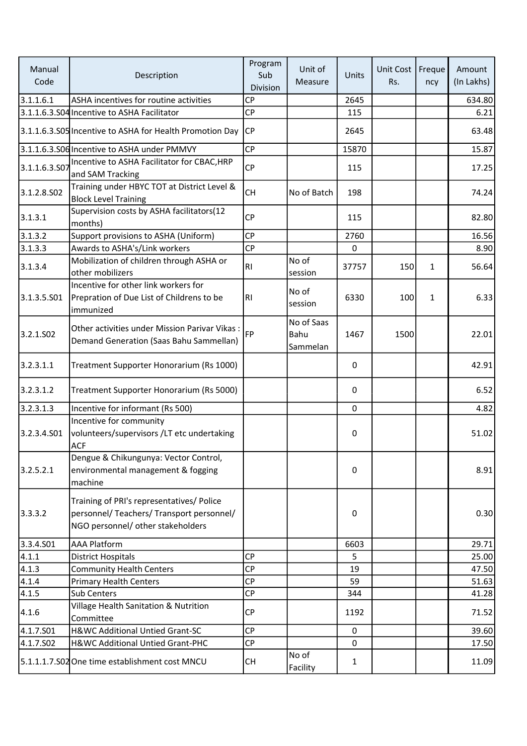| Manual Code | Description | Program Sub Division | Unit of Measure | Units | Unit Cost Rs. | Frequency | Amount (In Lakhs) |
|---|---|---|---|---|---|---|---|
| 3.1.1.6.1 | ASHA incentives for routine activities | CP | | 2645 | | | 634.80 |
| 3.1.1.6.3.S04 | Incentive to ASHA Facilitator | CP | | 115 | | | 6.21 |
| 3.1.1.6.3.S05 | Incentive to ASHA for Health Promotion Day | CP | | 2645 | | | 63.48 |
| 3.1.1.6.3.S06 | Incentive to ASHA under PMMVY | CP | | 15870 | | | 15.87 |
| 3.1.1.6.3.S07 | Incentive to ASHA Facilitator for CBAC,HRP and SAM Tracking | CP | | 115 | | | 17.25 |
| 3.1.2.8.S02 | Training under HBYC TOT at District Level & Block Level Training | CH | No of Batch | 198 | | | 74.24 |
| 3.1.3.1 | Supervision costs by ASHA facilitators(12 months) | CP | | 115 | | | 82.80 |
| 3.1.3.2 | Support provisions to ASHA (Uniform) | CP | | 2760 | | | 16.56 |
| 3.1.3.3 | Awards to ASHA's/Link workers | CP | | 0 | | | 8.90 |
| 3.1.3.4 | Mobilization of children through ASHA or other mobilizers | RI | No of session | 37757 | 150 | 1 | 56.64 |
| 3.1.3.5.S01 | Incentive for other link workers for Prepration of Due List of Childrens to be immunized | RI | No of session | 6330 | 100 | 1 | 6.33 |
| 3.2.1.S02 | Other activities under Mission Parivar Vikas : Demand Generation (Saas Bahu Sammellan) | FP | No of Saas Bahu Sammelan | 1467 | 1500 | | 22.01 |
| 3.2.3.1.1 | Treatment Supporter Honorarium (Rs 1000) | | | 0 | | | 42.91 |
| 3.2.3.1.2 | Treatment Supporter Honorarium (Rs 5000) | | | 0 | | | 6.52 |
| 3.2.3.1.3 | Incentive for informant (Rs 500) | | | 0 | | | 4.82 |
| 3.2.3.4.S01 | Incentive for community volunteers/supervisors /LT etc undertaking ACF | | | 0 | | | 51.02 |
| 3.2.5.2.1 | Dengue & Chikungunya: Vector Control, environmental management & fogging machine | | | 0 | | | 8.91 |
| 3.3.3.2 | Training of PRI's representatives/ Police personnel/ Teachers/ Transport personnel/ NGO personnel/ other stakeholders | | | 0 | | | 0.30 |
| 3.3.4.S01 | AAA Platform | | | 6603 | | | 29.71 |
| 4.1.1 | District Hospitals | CP | | 5 | | | 25.00 |
| 4.1.3 | Community Health Centers | CP | | 19 | | | 47.50 |
| 4.1.4 | Primary Health Centers | CP | | 59 | | | 51.63 |
| 4.1.5 | Sub Centers | CP | | 344 | | | 41.28 |
| 4.1.6 | Village Health Sanitation & Nutrition Committee | CP | | 1192 | | | 71.52 |
| 4.1.7.S01 | H&WC Additional Untied Grant-SC | CP | | 0 | | | 39.60 |
| 4.1.7.S02 | H&WC Additional Untied Grant-PHC | CP | | 0 | | | 17.50 |
| 5.1.1.1.7.S02 | One time establishment cost MNCU | CH | No of Facility | 1 | | | 11.09 |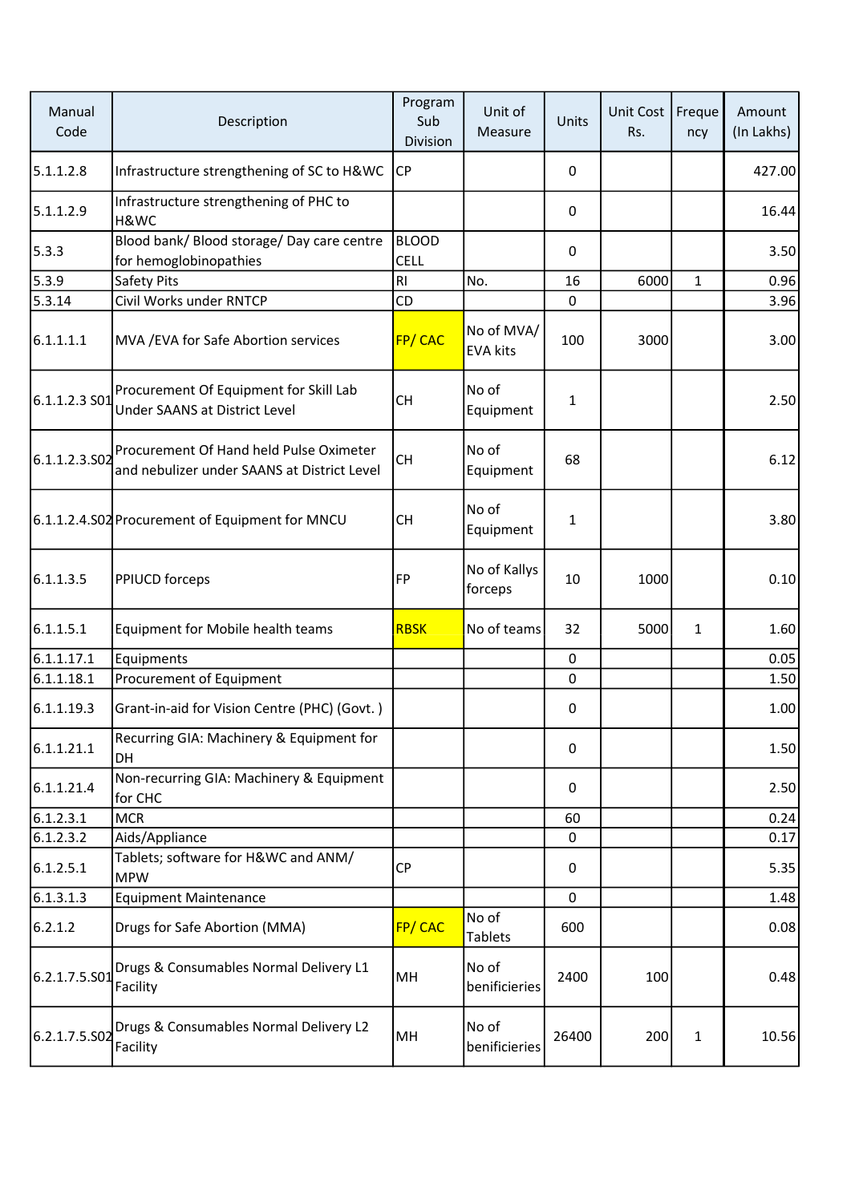| Manual Code | Description | Program Sub Division | Unit of Measure | Units | Unit Cost Rs. | Frequency | Amount (In Lakhs) |
|---|---|---|---|---|---|---|---|
| 5.1.1.2.8 | Infrastructure strengthening of SC to H&WC | CP | | 0 | | | 427.00 |
| 5.1.1.2.9 | Infrastructure strengthening of PHC to H&WC | | | 0 | | | 16.44 |
| 5.3.3 | Blood bank/ Blood storage/ Day care centre for hemoglobinopathies | BLOOD CELL | | 0 | | | 3.50 |
| 5.3.9 | Safety Pits | RI | No. | 16 | 6000 | 1 | 0.96 |
| 5.3.14 | Civil Works under RNTCP | CD | | 0 | | | 3.96 |
| 6.1.1.1.1 | MVA /EVA for Safe Abortion services | FP/ CAC | No of MVA/ EVA kits | 100 | 3000 | | 3.00 |
| 6.1.1.2.3 S01 | Procurement Of Equipment for Skill Lab Under SAANS at District Level | CH | No of Equipment | 1 | | | 2.50 |
| 6.1.1.2.3.S02 | Procurement Of Hand held Pulse Oximeter and nebulizer under SAANS at District Level | CH | No of Equipment | 68 | | | 6.12 |
| 6.1.1.2.4.S02 | Procurement of Equipment for MNCU | CH | No of Equipment | 1 | | | 3.80 |
| 6.1.1.3.5 | PPIUCD forceps | FP | No of Kallys forceps | 10 | 1000 | | 0.10 |
| 6.1.1.5.1 | Equipment for Mobile health teams | RBSK | No of teams | 32 | 5000 | 1 | 1.60 |
| 6.1.1.17.1 | Equipments | | | 0 | | | 0.05 |
| 6.1.1.18.1 | Procurement of Equipment | | | 0 | | | 1.50 |
| 6.1.1.19.3 | Grant-in-aid for Vision Centre (PHC) (Govt. ) | | | 0 | | | 1.00 |
| 6.1.1.21.1 | Recurring GIA: Machinery & Equipment for DH | | | 0 | | | 1.50 |
| 6.1.1.21.4 | Non-recurring GIA: Machinery & Equipment for CHC | | | 0 | | | 2.50 |
| 6.1.2.3.1 | MCR | | | 60 | | | 0.24 |
| 6.1.2.3.2 | Aids/Appliance | | | 0 | | | 0.17 |
| 6.1.2.5.1 | Tablets; software for H&WC and ANM/ MPW | CP | | 0 | | | 5.35 |
| 6.1.3.1.3 | Equipment Maintenance | | | 0 | | | 1.48 |
| 6.2.1.2 | Drugs for Safe Abortion (MMA) | FP/ CAC | No of Tablets | 600 | | | 0.08 |
| 6.2.1.7.5.S01 | Drugs & Consumables Normal Delivery L1 Facility | MH | No of benificieries | 2400 | 100 | | 0.48 |
| 6.2.1.7.5.S02 | Drugs & Consumables Normal Delivery L2 Facility | MH | No of benificieries | 26400 | 200 | 1 | 10.56 |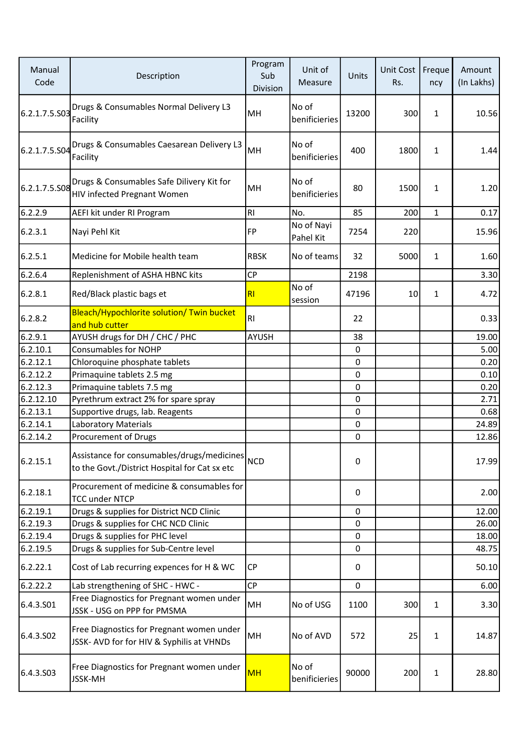| Manual Code | Description | Program Sub Division | Unit of Measure | Units | Unit Cost Rs. | Frequency | Amount (In Lakhs) |
|---|---|---|---|---|---|---|---|
| 6.2.1.7.5.S03 | Drugs & Consumables Normal Delivery L3 Facility | MH | No of benificieries | 13200 | 300 | 1 | 10.56 |
| 6.2.1.7.5.S04 | Drugs & Consumables Caesarean Delivery L3 Facility | MH | No of benificieries | 400 | 1800 | 1 | 1.44 |
| 6.2.1.7.5.S08 | Drugs & Consumables Safe Dilivery Kit for HIV infected Pregnant Women | MH | No of benificieries | 80 | 1500 | 1 | 1.20 |
| 6.2.2.9 | AEFI kit under RI Program | RI | No. | 85 | 200 | 1 | 0.17 |
| 6.2.3.1 | Nayi Pehl Kit | FP | No of Nayi Pahel Kit | 7254 | 220 | | 15.96 |
| 6.2.5.1 | Medicine for Mobile health team | RBSK | No of teams | 32 | 5000 | 1 | 1.60 |
| 6.2.6.4 | Replenishment of ASHA HBNC kits | CP | | 2198 | | | 3.30 |
| 6.2.8.1 | Red/Black plastic bags et | RI | No of session | 47196 | 10 | 1 | 4.72 |
| 6.2.8.2 | Bleach/Hypochlorite solution/ Twin bucket and hub cutter | RI | | 22 | | | 0.33 |
| 6.2.9.1 | AYUSH drugs for DH / CHC / PHC | AYUSH | | 38 | | | 19.00 |
| 6.2.10.1 | Consumables for NOHP | | | 0 | | | 5.00 |
| 6.2.12.1 | Chloroquine phosphate tablets | | | 0 | | | 0.20 |
| 6.2.12.2 | Primaquine tablets 2.5 mg | | | 0 | | | 0.10 |
| 6.2.12.3 | Primaquine tablets 7.5 mg | | | 0 | | | 0.20 |
| 6.2.12.10 | Pyrethrum extract 2% for spare spray | | | 0 | | | 2.71 |
| 6.2.13.1 | Supportive drugs, lab. Reagents | | | 0 | | | 0.68 |
| 6.2.14.1 | Laboratory Materials | | | 0 | | | 24.89 |
| 6.2.14.2 | Procurement of Drugs | | | 0 | | | 12.86 |
| 6.2.15.1 | Assistance for consumables/drugs/medicines to the Govt./District Hospital for Cat sx etc | NCD | | 0 | | | 17.99 |
| 6.2.18.1 | Procurement of medicine & consumables for TCC under NTCP | | | 0 | | | 2.00 |
| 6.2.19.1 | Drugs & supplies for District NCD Clinic | | | 0 | | | 12.00 |
| 6.2.19.3 | Drugs & supplies for CHC NCD Clinic | | | 0 | | | 26.00 |
| 6.2.19.4 | Drugs & supplies for PHC level | | | 0 | | | 18.00 |
| 6.2.19.5 | Drugs & supplies for Sub-Centre level | | | 0 | | | 48.75 |
| 6.2.22.1 | Cost of Lab recurring expences for H & WC | CP | | 0 | | | 50.10 |
| 6.2.22.2 | Lab strengthening of SHC - HWC - | CP | | 0 | | | 6.00 |
| 6.4.3.S01 | Free Diagnostics for Pregnant women under JSSK - USG on PPP for PMSMA | MH | No of USG | 1100 | 300 | 1 | 3.30 |
| 6.4.3.S02 | Free Diagnostics for Pregnant women under JSSK- AVD for for HIV & Syphilis at VHNDs | MH | No of AVD | 572 | 25 | 1 | 14.87 |
| 6.4.3.S03 | Free Diagnostics for Pregnant women under JSSK-MH | MH | No of benificieries | 90000 | 200 | 1 | 28.80 |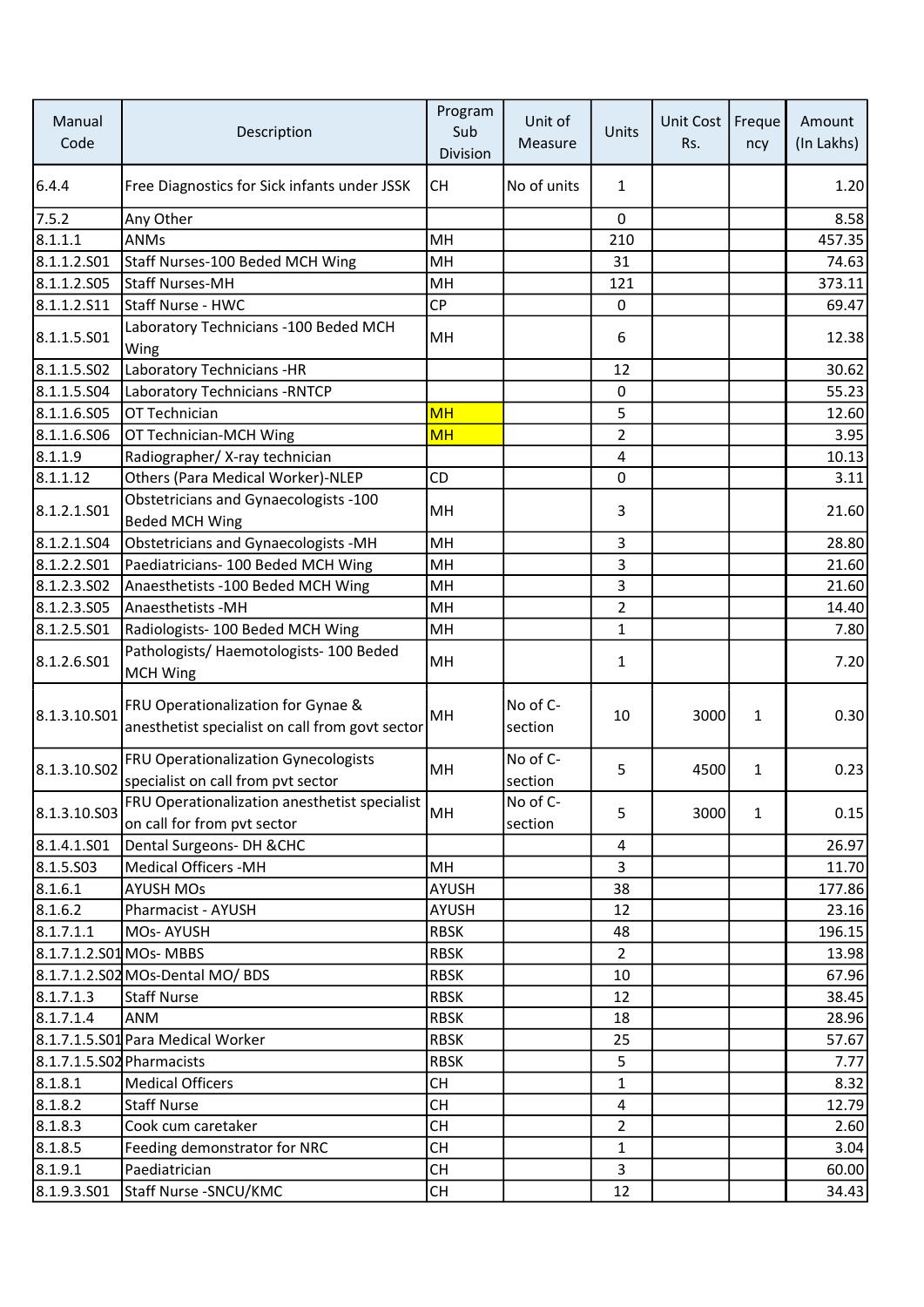| Manual Code | Description | Program Sub Division | Unit of Measure | Units | Unit Cost Rs. | Frequency | Amount (In Lakhs) |
|---|---|---|---|---|---|---|---|
| 6.4.4 | Free Diagnostics for Sick infants under JSSK | CH | No of units | 1 | | | 1.20 |
| 7.5.2 | Any Other | | | 0 | | | 8.58 |
| 8.1.1.1 | ANMs | MH | | 210 | | | 457.35 |
| 8.1.1.2.S01 | Staff Nurses-100 Beded MCH Wing | MH | | 31 | | | 74.63 |
| 8.1.1.2.S05 | Staff Nurses-MH | MH | | 121 | | | 373.11 |
| 8.1.1.2.S11 | Staff Nurse - HWC | CP | | 0 | | | 69.47 |
| 8.1.1.5.S01 | Laboratory Technicians -100 Beded MCH Wing | MH | | 6 | | | 12.38 |
| 8.1.1.5.S02 | Laboratory Technicians -HR | | | 12 | | | 30.62 |
| 8.1.1.5.S04 | Laboratory Technicians -RNTCP | | | 0 | | | 55.23 |
| 8.1.1.6.S05 | OT Technician | MH | | 5 | | | 12.60 |
| 8.1.1.6.S06 | OT Technician-MCH Wing | MH | | 2 | | | 3.95 |
| 8.1.1.9 | Radiographer/ X-ray technician | | | 4 | | | 10.13 |
| 8.1.1.12 | Others (Para Medical Worker)-NLEP | CD | | 0 | | | 3.11 |
| 8.1.2.1.S01 | Obstetricians and Gynaecologists -100 Beded MCH Wing | MH | | 3 | | | 21.60 |
| 8.1.2.1.S04 | Obstetricians and Gynaecologists -MH | MH | | 3 | | | 28.80 |
| 8.1.2.2.S01 | Paediatricians- 100 Beded MCH Wing | MH | | 3 | | | 21.60 |
| 8.1.2.3.S02 | Anaesthetists -100 Beded MCH Wing | MH | | 3 | | | 21.60 |
| 8.1.2.3.S05 | Anaesthetists -MH | MH | | 2 | | | 14.40 |
| 8.1.2.5.S01 | Radiologists- 100 Beded MCH Wing | MH | | 1 | | | 7.80 |
| 8.1.2.6.S01 | Pathologists/ Haemotologists- 100 Beded MCH Wing | MH | | 1 | | | 7.20 |
| 8.1.3.10.S01 | FRU Operationalization for Gynae & anesthetist specialist on call from govt sector | MH | No of C-section | 10 | 3000 | 1 | 0.30 |
| 8.1.3.10.S02 | FRU Operationalization Gynecologists specialist on call from pvt sector | MH | No of C-section | 5 | 4500 | 1 | 0.23 |
| 8.1.3.10.S03 | FRU Operationalization anesthetist specialist on call for from pvt sector | MH | No of C-section | 5 | 3000 | 1 | 0.15 |
| 8.1.4.1.S01 | Dental Surgeons- DH &CHC | | | 4 | | | 26.97 |
| 8.1.5.S03 | Medical Officers -MH | MH | | 3 | | | 11.70 |
| 8.1.6.1 | AYUSH MOs | AYUSH | | 38 | | | 177.86 |
| 8.1.6.2 | Pharmacist - AYUSH | AYUSH | | 12 | | | 23.16 |
| 8.1.7.1.1 | MOs- AYUSH | RBSK | | 48 | | | 196.15 |
| 8.1.7.1.2.S01 | MOs- MBBS | RBSK | | 2 | | | 13.98 |
| 8.1.7.1.2.S02 | MOs-Dental MO/ BDS | RBSK | | 10 | | | 67.96 |
| 8.1.7.1.3 | Staff Nurse | RBSK | | 12 | | | 38.45 |
| 8.1.7.1.4 | ANM | RBSK | | 18 | | | 28.96 |
| 8.1.7.1.5.S01 | Para Medical Worker | RBSK | | 25 | | | 57.67 |
| 8.1.7.1.5.S02 | Pharmacists | RBSK | | 5 | | | 7.77 |
| 8.1.8.1 | Medical Officers | CH | | 1 | | | 8.32 |
| 8.1.8.2 | Staff Nurse | CH | | 4 | | | 12.79 |
| 8.1.8.3 | Cook cum caretaker | CH | | 2 | | | 2.60 |
| 8.1.8.5 | Feeding demonstrator for NRC | CH | | 1 | | | 3.04 |
| 8.1.9.1 | Paediatrician | CH | | 3 | | | 60.00 |
| 8.1.9.3.S01 | Staff Nurse -SNCU/KMC | CH | | 12 | | | 34.43 |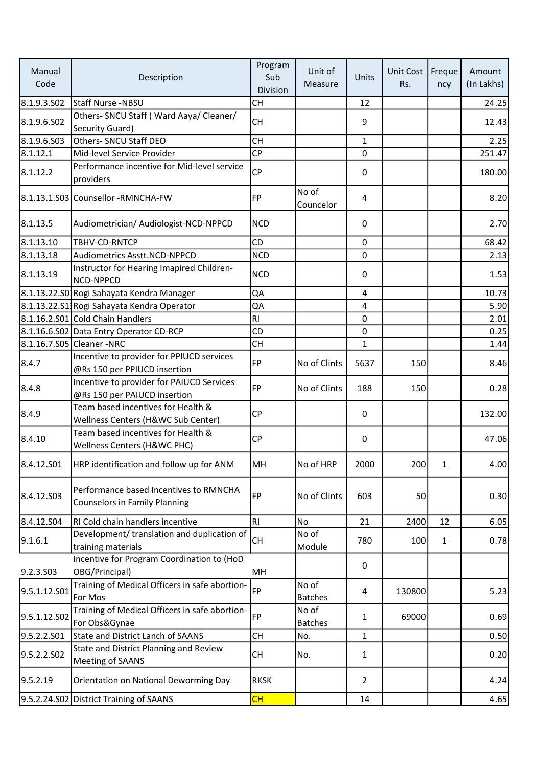| Manual Code | Description | Program Sub Division | Unit of Measure | Units | Unit Cost Rs. | Frequency | Amount (In Lakhs) |
|---|---|---|---|---|---|---|---|
| 8.1.9.3.S02 | Staff Nurse -NBSU | CH | | 12 | | | 24.25 |
| 8.1.9.6.S02 | Others- SNCU Staff ( Ward Aaya/ Cleaner/ Security Guard) | CH | | 9 | | | 12.43 |
| 8.1.9.6.S03 | Others- SNCU Staff DEO | CH | | 1 | | | 2.25 |
| 8.1.12.1 | Mid-level Service Provider | CP | | 0 | | | 251.47 |
| 8.1.12.2 | Performance incentive for Mid-level service providers | CP | | 0 | | | 180.00 |
| 8.1.13.1.S03 | Counsellor -RMNCHA-FW | FP | No of Councelor | 4 | | | 8.20 |
| 8.1.13.5 | Audiometrician/ Audiologist-NCD-NPPCD | NCD | | 0 | | | 2.70 |
| 8.1.13.10 | TBHV-CD-RNTCP | CD | | 0 | | | 68.42 |
| 8.1.13.18 | Audiometrics Asstt.NCD-NPPCD | NCD | | 0 | | | 2.13 |
| 8.1.13.19 | Instructor for Hearing Imapired Children-NCD-NPPCD | NCD | | 0 | | | 1.53 |
| 8.1.13.22.S01 | Rogi Sahayata Kendra Manager | QA | | 4 | | | 10.73 |
| 8.1.13.22.S1 | Rogi Sahayata Kendra Operator | QA | | 4 | | | 5.90 |
| 8.1.16.2.S01 | Cold Chain Handlers | RI | | 0 | | | 2.01 |
| 8.1.16.6.S02 | Data Entry Operator CD-RCP | CD | | 0 | | | 0.25 |
| 8.1.16.7.S05 | Cleaner -NRC | CH | | 1 | | | 1.44 |
| 8.4.7 | Incentive to provider for PPIUCD services @Rs 150 per PPIUCD insertion | FP | No of Clints | 5637 | 150 | | 8.46 |
| 8.4.8 | Incentive to provider for PAIUCD Services @Rs 150 per PAIUCD insertion | FP | No of Clints | 188 | 150 | | 0.28 |
| 8.4.9 | Team based incentives for Health & Wellness Centers (H&WC Sub Center) | CP | | 0 | | | 132.00 |
| 8.4.10 | Team based incentives for Health & Wellness Centers (H&WC PHC) | CP | | 0 | | | 47.06 |
| 8.4.12.S01 | HRP identification and follow up for ANM | MH | No of HRP | 2000 | 200 | 1 | 4.00 |
| 8.4.12.S03 | Performance based Incentives to RMNCHA Counselors in Family Planning | FP | No of Clints | 603 | 50 | | 0.30 |
| 8.4.12.S04 | RI Cold chain handlers incentive | RI | No | 21 | 2400 | 12 | 6.05 |
| 9.1.6.1 | Development/ translation and duplication of training materials | CH | No of Module | 780 | 100 | 1 | 0.78 |
| 9.2.3.S03 | Incentive for Program Coordination to (HoD OBG/Principal) | MH | | 0 | | | |
| 9.5.1.12.S01 | Training of Medical Officers in safe abortion- For Mos | FP | No of Batches | 4 | 130800 | | 5.23 |
| 9.5.1.12.S02 | Training of Medical Officers in safe abortion- For Obs&Gynae | FP | No of Batches | 1 | 69000 | | 0.69 |
| 9.5.2.2.S01 | State and District Lanch of SAANS | CH | No. | 1 | | | 0.50 |
| 9.5.2.2.S02 | State and District Planning and Review Meeting of SAANS | CH | No. | 1 | | | 0.20 |
| 9.5.2.19 | Orientation on National Deworming Day | RKSK | | 2 | | | 4.24 |
| 9.5.2.24.S02 | District Training of SAANS | CH | | 14 | | | 4.65 |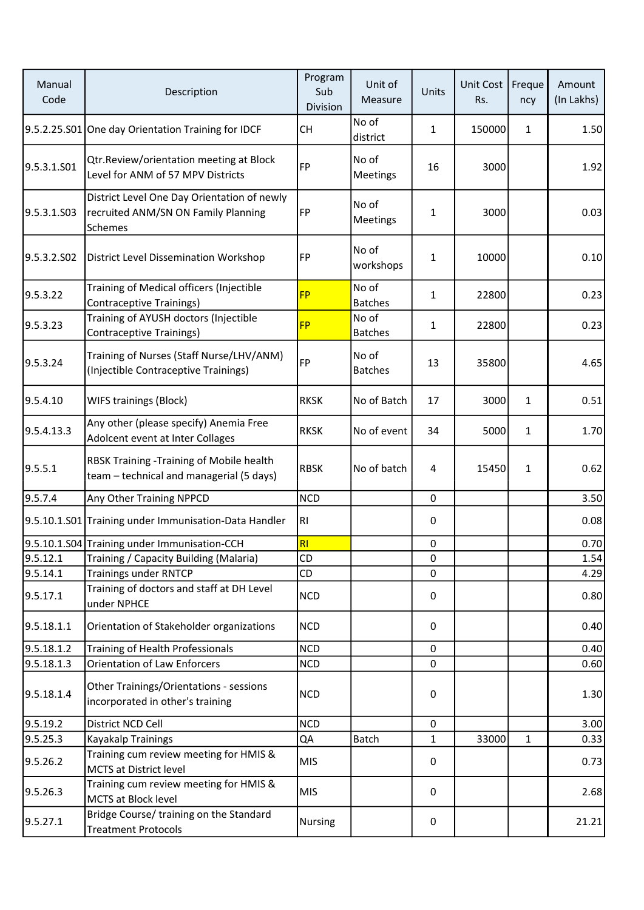| Manual Code | Description | Program Sub Division | Unit of Measure | Units | Unit Cost Rs. | Frequency | Amount (In Lakhs) |
|---|---|---|---|---|---|---|---|
| 9.5.2.25.S01 | One day Orientation Training for IDCF | CH | No of district | 1 | 150000 | 1 | 1.50 |
| 9.5.3.1.S01 | Qtr.Review/orientation meeting at Block Level for ANM of 57 MPV Districts | FP | No of Meetings | 16 | 3000 | | 1.92 |
| 9.5.3.1.S03 | District Level One Day Orientation of newly recruited ANM/SN ON Family Planning Schemes | FP | No of Meetings | 1 | 3000 | | 0.03 |
| 9.5.3.2.S02 | District Level Dissemination Workshop | FP | No of workshops | 1 | 10000 | | 0.10 |
| 9.5.3.22 | Training of Medical officers (Injectible Contraceptive Trainings) | FP | No of Batches | 1 | 22800 | | 0.23 |
| 9.5.3.23 | Training of AYUSH doctors (Injectible Contraceptive Trainings) | FP | No of Batches | 1 | 22800 | | 0.23 |
| 9.5.3.24 | Training of Nurses (Staff Nurse/LHV/ANM) (Injectible Contraceptive Trainings) | FP | No of Batches | 13 | 35800 | | 4.65 |
| 9.5.4.10 | WIFS trainings (Block) | RKSK | No of Batch | 17 | 3000 | 1 | 0.51 |
| 9.5.4.13.3 | Any other (please specify) Anemia Free Adolcent event at Inter Collages | RKSK | No of event | 34 | 5000 | 1 | 1.70 |
| 9.5.5.1 | RBSK Training -Training of Mobile health team – technical and managerial (5 days) | RBSK | No of batch | 4 | 15450 | 1 | 0.62 |
| 9.5.7.4 | Any Other Training NPPCD | NCD | | 0 | | | 3.50 |
| 9.5.10.1.S01 | Training under Immunisation-Data Handler | RI | | 0 | | | 0.08 |
| 9.5.10.1.S04 | Training under Immunisation-CCH | RI | | 0 | | | 0.70 |
| 9.5.12.1 | Training / Capacity Building (Malaria) | CD | | 0 | | | 1.54 |
| 9.5.14.1 | Trainings under RNTCP | CD | | 0 | | | 4.29 |
| 9.5.17.1 | Training of doctors and staff at DH Level under NPHCE | NCD | | 0 | | | 0.80 |
| 9.5.18.1.1 | Orientation of Stakeholder organizations | NCD | | 0 | | | 0.40 |
| 9.5.18.1.2 | Training of Health Professionals | NCD | | 0 | | | 0.40 |
| 9.5.18.1.3 | Orientation of Law Enforcers | NCD | | 0 | | | 0.60 |
| 9.5.18.1.4 | Other Trainings/Orientations - sessions incorporated in other's training | NCD | | 0 | | | 1.30 |
| 9.5.19.2 | District NCD Cell | NCD | | 0 | | | 3.00 |
| 9.5.25.3 | Kayakalp Trainings | QA | Batch | 1 | 33000 | 1 | 0.33 |
| 9.5.26.2 | Training cum review meeting for HMIS & MCTS at District level | MIS | | 0 | | | 0.73 |
| 9.5.26.3 | Training cum review meeting for HMIS & MCTS at Block level | MIS | | 0 | | | 2.68 |
| 9.5.27.1 | Bridge Course/ training on the Standard Treatment Protocols | Nursing | | 0 | | | 21.21 |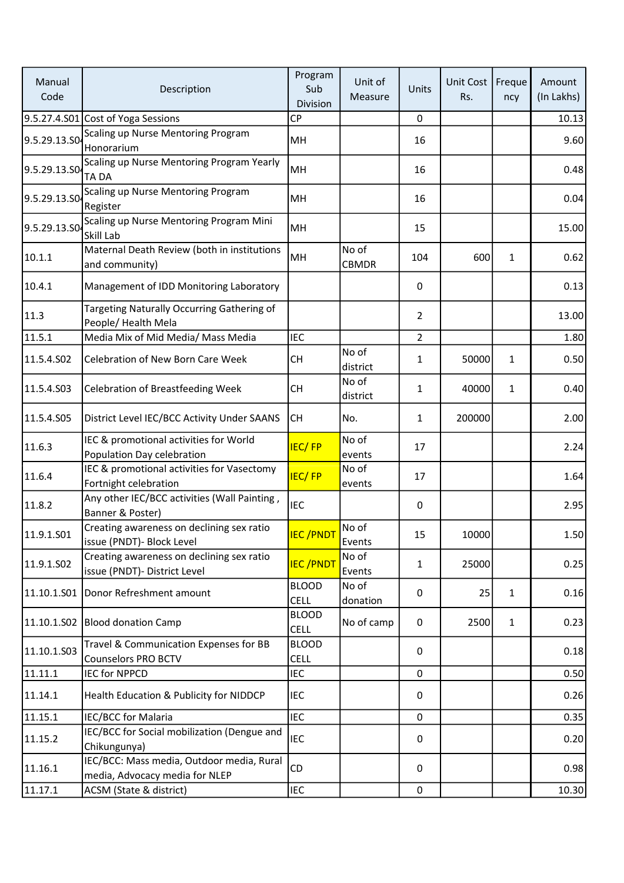| Manual Code | Description | Program Sub Division | Unit of Measure | Units | Unit Cost Rs. | Frequency | Amount (In Lakhs) |
|---|---|---|---|---|---|---|---|
| 9.5.27.4.S01 | Cost of Yoga Sessions | CP | | 0 | | | 10.13 |
| 9.5.29.13.S04 | Scaling up Nurse Mentoring Program Honorarium | MH | | 16 | | | 9.60 |
| 9.5.29.13.S04 | Scaling up Nurse Mentoring Program Yearly TA DA | MH | | 16 | | | 0.48 |
| 9.5.29.13.S04 | Scaling up Nurse Mentoring Program Register | MH | | 16 | | | 0.04 |
| 9.5.29.13.S04 | Scaling up Nurse Mentoring Program Mini Skill Lab | MH | | 15 | | | 15.00 |
| 10.1.1 | Maternal Death Review (both in institutions and community) | MH | No of CBMDR | 104 | 600 | 1 | 0.62 |
| 10.4.1 | Management of IDD Monitoring Laboratory | | | 0 | | | 0.13 |
| 11.3 | Targeting Naturally Occurring Gathering of People/ Health Mela | | | 2 | | | 13.00 |
| 11.5.1 | Media Mix of Mid Media/ Mass Media | IEC | | 2 | | | 1.80 |
| 11.5.4.S02 | Celebration of New Born Care Week | CH | No of district | 1 | 50000 | 1 | 0.50 |
| 11.5.4.S03 | Celebration of Breastfeeding Week | CH | No of district | 1 | 40000 | 1 | 0.40 |
| 11.5.4.S05 | District Level IEC/BCC Activity Under SAANS | CH | No. | 1 | 200000 | | 2.00 |
| 11.6.3 | IEC & promotional activities for World Population Day celebration | IEC/ FP | No of events | 17 | | | 2.24 |
| 11.6.4 | IEC & promotional activities for Vasectomy Fortnight celebration | IEC/ FP | No of events | 17 | | | 1.64 |
| 11.8.2 | Any other IEC/BCC activities (Wall Painting , Banner & Poster) | IEC | | 0 | | | 2.95 |
| 11.9.1.S01 | Creating awareness on declining sex ratio issue (PNDT)- Block Level | IEC /PNDT | No of Events | 15 | 10000 | | 1.50 |
| 11.9.1.S02 | Creating awareness on declining sex ratio issue (PNDT)- District Level | IEC /PNDT | No of Events | 1 | 25000 | | 0.25 |
| 11.10.1.S01 | Donor Refreshment amount | BLOOD CELL | No of donation | 0 | 25 | 1 | 0.16 |
| 11.10.1.S02 | Blood donation Camp | BLOOD CELL | No of camp | 0 | 2500 | 1 | 0.23 |
| 11.10.1.S03 | Travel & Communication Expenses for BB Counselors PRO BCTV | BLOOD CELL | | 0 | | | 0.18 |
| 11.11.1 | IEC for NPPCD | IEC | | 0 | | | 0.50 |
| 11.14.1 | Health Education & Publicity for NIDDCP | IEC | | 0 | | | 0.26 |
| 11.15.1 | IEC/BCC for Malaria | IEC | | 0 | | | 0.35 |
| 11.15.2 | IEC/BCC for Social mobilization (Dengue and Chikungunya) | IEC | | 0 | | | 0.20 |
| 11.16.1 | IEC/BCC: Mass media, Outdoor media, Rural media, Advocacy media for NLEP | CD | | 0 | | | 0.98 |
| 11.17.1 | ACSM (State & district) | IEC | | 0 | | | 10.30 |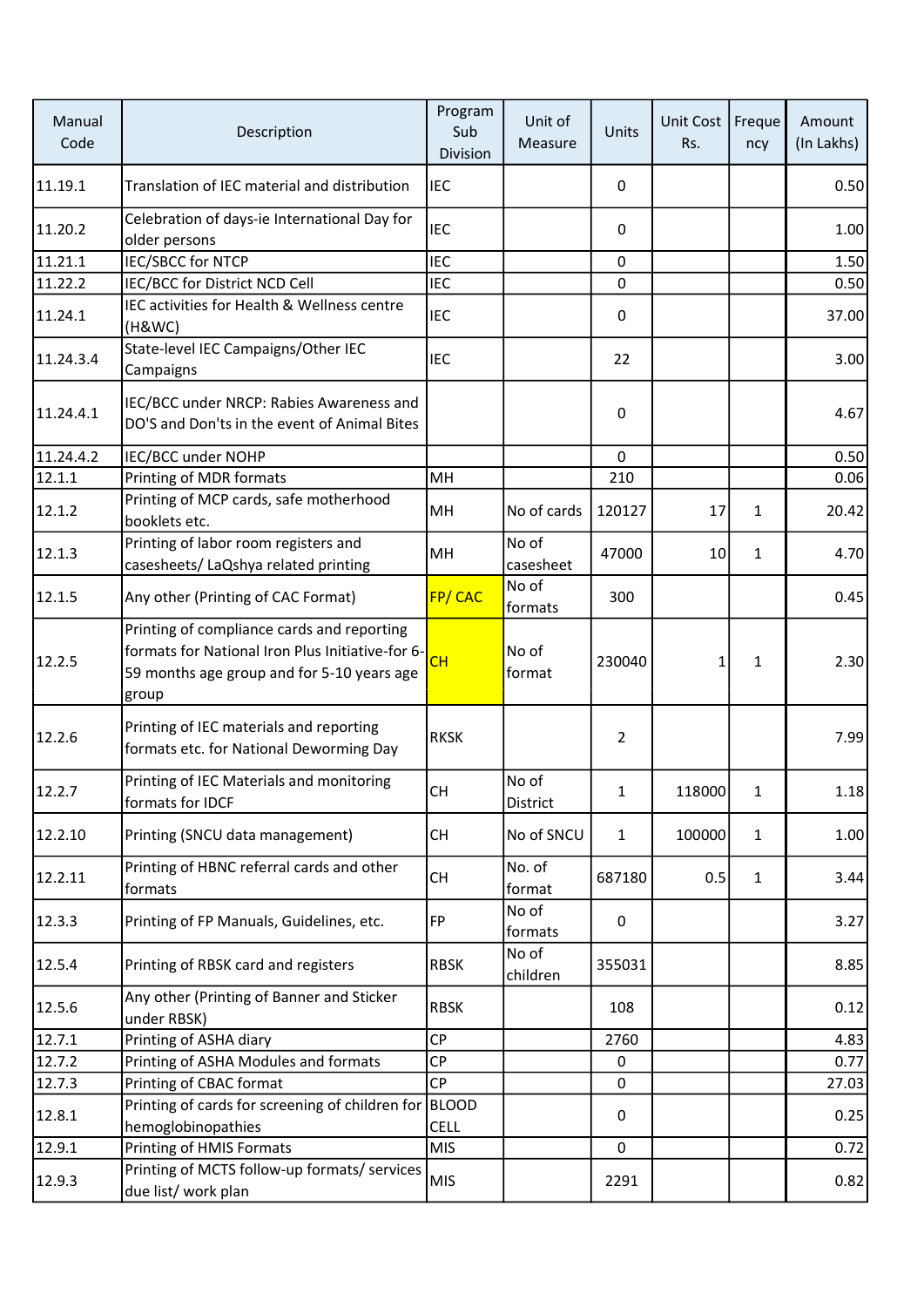| Manual Code | Description | Program Sub Division | Unit of Measure | Units | Unit Cost Rs. | Frequency | Amount (In Lakhs) |
|---|---|---|---|---|---|---|---|
| 11.19.1 | Translation of IEC material and distribution | IEC | | 0 | | | 0.50 |
| 11.20.2 | Celebration of days-ie International Day for older persons | IEC | | 0 | | | 1.00 |
| 11.21.1 | IEC/SBCC for NTCP | IEC | | 0 | | | 1.50 |
| 11.22.2 | IEC/BCC for District NCD Cell | IEC | | 0 | | | 0.50 |
| 11.24.1 | IEC activities for Health & Wellness centre (H&WC) | IEC | | 0 | | | 37.00 |
| 11.24.3.4 | State-level IEC Campaigns/Other IEC Campaigns | IEC | | 22 | | | 3.00 |
| 11.24.4.1 | IEC/BCC under NRCP: Rabies Awareness and DO'S and Don'ts in the event of Animal Bites | | | 0 | | | 4.67 |
| 11.24.4.2 | IEC/BCC under NOHP | | | 0 | | | 0.50 |
| 12.1.1 | Printing of MDR formats | MH | | 210 | | | 0.06 |
| 12.1.2 | Printing of MCP cards, safe motherhood booklets etc. | MH | No of cards | 120127 | 17 | 1 | 20.42 |
| 12.1.3 | Printing of labor room registers and casesheets/ LaQshya related printing | MH | No of casesheet | 47000 | 10 | 1 | 4.70 |
| 12.1.5 | Any other (Printing of CAC Format) | FP/ CAC | No of formats | 300 | | | 0.45 |
| 12.2.5 | Printing of compliance cards and reporting formats for National Iron Plus Initiative-for 6-59 months age group and for 5-10 years age group | CH | No of format | 230040 | 1 | 1 | 2.30 |
| 12.2.6 | Printing of IEC materials and reporting formats etc. for National Deworming Day | RKSK | | 2 | | | 7.99 |
| 12.2.7 | Printing of IEC Materials and monitoring formats for IDCF | CH | No of District | 1 | 118000 | 1 | 1.18 |
| 12.2.10 | Printing (SNCU data management) | CH | No of SNCU | 1 | 100000 | 1 | 1.00 |
| 12.2.11 | Printing of HBNC referral cards and other formats | CH | No. of format | 687180 | 0.5 | 1 | 3.44 |
| 12.3.3 | Printing of FP Manuals, Guidelines, etc. | FP | No of formats | 0 | | | 3.27 |
| 12.5.4 | Printing of RBSK card and registers | RBSK | No of children | 355031 | | | 8.85 |
| 12.5.6 | Any other (Printing of Banner and Sticker under RBSK) | RBSK | | 108 | | | 0.12 |
| 12.7.1 | Printing of ASHA diary | CP | | 2760 | | | 4.83 |
| 12.7.2 | Printing of ASHA Modules and formats | CP | | 0 | | | 0.77 |
| 12.7.3 | Printing of CBAC format | CP | | 0 | | | 27.03 |
| 12.8.1 | Printing of cards for screening of children for hemoglobinopathies | BLOOD CELL | | 0 | | | 0.25 |
| 12.9.1 | Printing of HMIS Formats | MIS | | 0 | | | 0.72 |
| 12.9.3 | Printing of MCTS follow-up formats/ services due list/ work plan | MIS | | 2291 | | | 0.82 |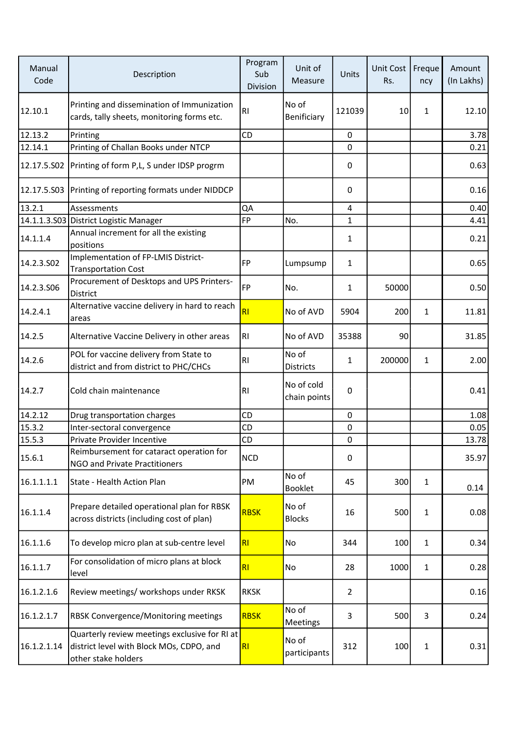| Manual Code | Description | Program Sub Division | Unit of Measure | Units | Unit Cost Rs. | Frequency | Amount (In Lakhs) |
|---|---|---|---|---|---|---|---|
| 12.10.1 | Printing and dissemination of Immunization cards, tally sheets, monitoring forms etc. | RI | No of Benificiary | 121039 | 10 | 1 | 12.10 |
| 12.13.2 | Printing | CD | | 0 | | | 3.78 |
| 12.14.1 | Printing of Challan Books under NTCP | | | 0 | | | 0.21 |
| 12.17.5.S02 | Printing of form P,L, S under IDSP progrm | | | 0 | | | 0.63 |
| 12.17.5.S03 | Printing of reporting formats under NIDDCP | | | 0 | | | 0.16 |
| 13.2.1 | Assessments | QA | | 4 | | | 0.40 |
| 14.1.1.3.S03 | District Logistic Manager | FP | No. | 1 | | | 4.41 |
| 14.1.1.4 | Annual increment for all the existing positions | | | 1 | | | 0.21 |
| 14.2.3.S02 | Implementation of FP-LMIS District-Transportation Cost | FP | Lumpsump | 1 | | | 0.65 |
| 14.2.3.S06 | Procurement of Desktops and UPS Printers-District | FP | No. | 1 | 50000 | | 0.50 |
| 14.2.4.1 | Alternative vaccine delivery in hard to reach areas | RI | No of AVD | 5904 | 200 | 1 | 11.81 |
| 14.2.5 | Alternative Vaccine Delivery in other areas | RI | No of AVD | 35388 | 90 | | 31.85 |
| 14.2.6 | POL for vaccine delivery from State to district and from district to PHC/CHCs | RI | No of Districts | 1 | 200000 | 1 | 2.00 |
| 14.2.7 | Cold chain maintenance | RI | No of cold chain points | 0 | | | 0.41 |
| 14.2.12 | Drug transportation charges | CD | | 0 | | | 1.08 |
| 15.3.2 | Inter-sectoral convergence | CD | | 0 | | | 0.05 |
| 15.5.3 | Private Provider Incentive | CD | | 0 | | | 13.78 |
| 15.6.1 | Reimbursement for cataract operation for NGO and Private Practitioners | NCD | | 0 | | | 35.97 |
| 16.1.1.1.1 | State - Health Action Plan | PM | No of Booklet | 45 | 300 | 1 | 0.14 |
| 16.1.1.4 | Prepare detailed operational plan for RBSK across districts (including cost of plan) | RBSK | No of Blocks | 16 | 500 | 1 | 0.08 |
| 16.1.1.6 | To develop micro plan at sub-centre level | RI | No | 344 | 100 | 1 | 0.34 |
| 16.1.1.7 | For consolidation of micro plans at block level | RI | No | 28 | 1000 | 1 | 0.28 |
| 16.1.2.1.6 | Review meetings/ workshops under RKSK | RKSK | | 2 | | | 0.16 |
| 16.1.2.1.7 | RBSK Convergence/Monitoring meetings | RBSK | No of Meetings | 3 | 500 | 3 | 0.24 |
| 16.1.2.1.14 | Quarterly review meetings exclusive for RI at district level with Block MOs, CDPO, and other stake holders | RI | No of participants | 312 | 100 | 1 | 0.31 |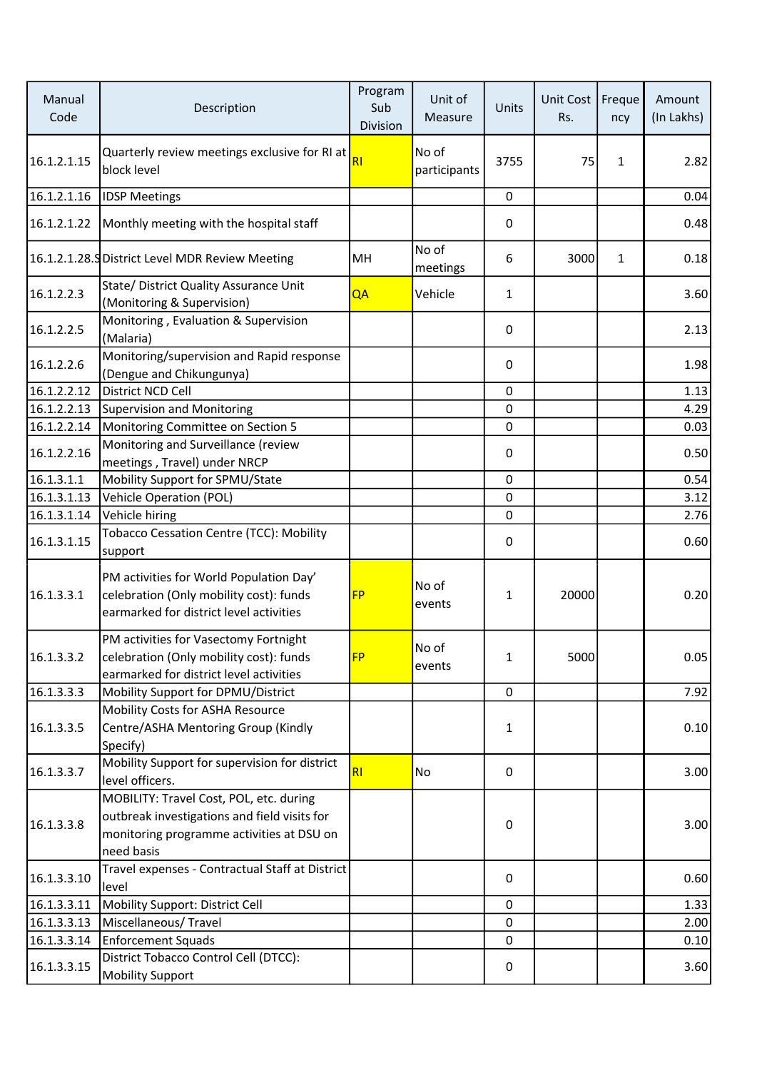| Manual Code | Description | Program Sub Division | Unit of Measure | Units | Unit Cost Rs. | Frequency | Amount (In Lakhs) |
|---|---|---|---|---|---|---|---|
| 16.1.2.1.15 | Quarterly review meetings exclusive for RI at block level | RI | No of participants | 3755 | 75 | 1 | 2.82 |
| 16.1.2.1.16 | IDSP Meetings | | | 0 | | | 0.04 |
| 16.1.2.1.22 | Monthly meeting with the hospital staff | | | 0 | | | 0.48 |
| 16.1.2.1.28.S | District Level MDR Review Meeting | MH | No of meetings | 6 | 3000 | 1 | 0.18 |
| 16.1.2.2.3 | State/ District Quality Assurance Unit (Monitoring & Supervision) | QA | Vehicle | 1 | | | 3.60 |
| 16.1.2.2.5 | Monitoring , Evaluation & Supervision (Malaria) | | | 0 | | | 2.13 |
| 16.1.2.2.6 | Monitoring/supervision and Rapid response (Dengue and Chikungunya) | | | 0 | | | 1.98 |
| 16.1.2.2.12 | District NCD Cell | | | 0 | | | 1.13 |
| 16.1.2.2.13 | Supervision and Monitoring | | | 0 | | | 4.29 |
| 16.1.2.2.14 | Monitoring Committee on Section 5 | | | 0 | | | 0.03 |
| 16.1.2.2.16 | Monitoring and Surveillance (review meetings , Travel) under NRCP | | | 0 | | | 0.50 |
| 16.1.3.1.1 | Mobility Support for SPMU/State | | | 0 | | | 0.54 |
| 16.1.3.1.13 | Vehicle Operation (POL) | | | 0 | | | 3.12 |
| 16.1.3.1.14 | Vehicle hiring | | | 0 | | | 2.76 |
| 16.1.3.1.15 | Tobacco Cessation Centre (TCC): Mobility support | | | 0 | | | 0.60 |
| 16.1.3.3.1 | PM activities for World Population Day' celebration (Only mobility cost): funds earmarked for district level activities | FP | No of events | 1 | 20000 | | 0.20 |
| 16.1.3.3.2 | PM activities for Vasectomy Fortnight celebration (Only mobility cost): funds earmarked for district level activities | FP | No of events | 1 | 5000 | | 0.05 |
| 16.1.3.3.3 | Mobility Support for DPMU/District | | | 0 | | | 7.92 |
| 16.1.3.3.5 | Mobility Costs for ASHA Resource Centre/ASHA Mentoring Group (Kindly Specify) | | | 1 | | | 0.10 |
| 16.1.3.3.7 | Mobility Support for supervision for district level officers. | RI | No | 0 | | | 3.00 |
| 16.1.3.3.8 | MOBILITY: Travel Cost, POL, etc. during outbreak investigations and field visits for monitoring programme activities at DSU on need basis | | | 0 | | | 3.00 |
| 16.1.3.3.10 | Travel expenses - Contractual Staff at District level | | | 0 | | | 0.60 |
| 16.1.3.3.11 | Mobility Support: District Cell | | | 0 | | | 1.33 |
| 16.1.3.3.13 | Miscellaneous/ Travel | | | 0 | | | 2.00 |
| 16.1.3.3.14 | Enforcement Squads | | | 0 | | | 0.10 |
| 16.1.3.3.15 | District Tobacco Control Cell (DTCC): Mobility Support | | | 0 | | | 3.60 |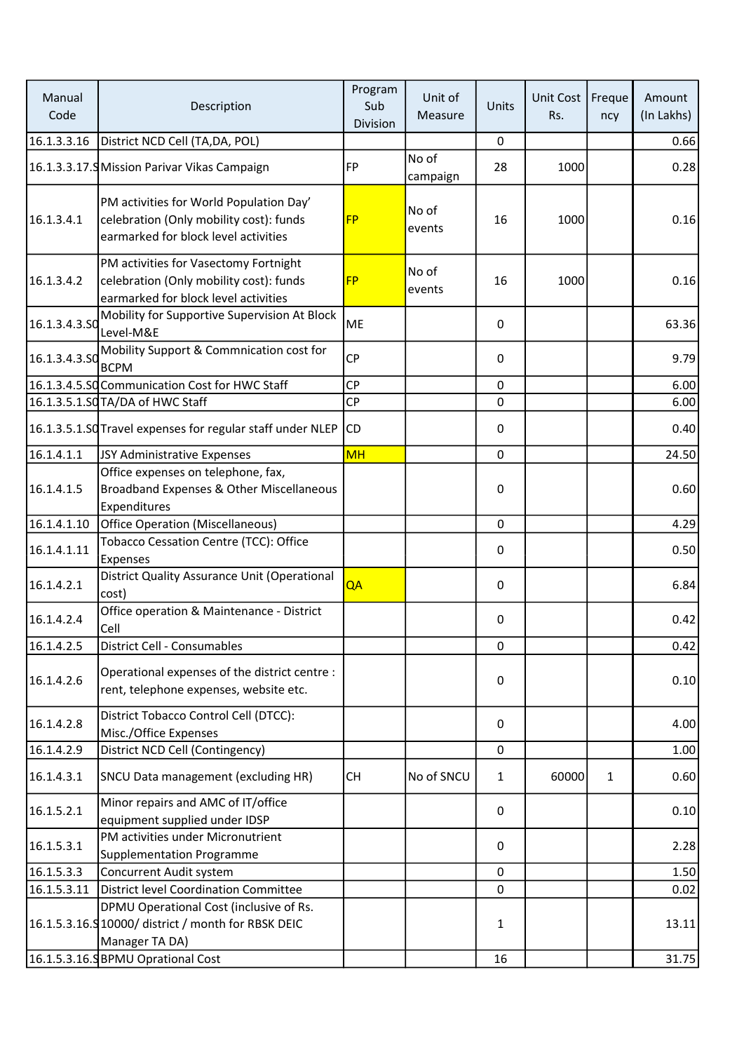| Manual Code | Description | Program Sub Division | Unit of Measure | Units | Unit Cost Rs. | Frequency | Amount (In Lakhs) |
|---|---|---|---|---|---|---|---|
| 16.1.3.3.16 | District NCD Cell (TA,DA, POL) | | | 0 | | | 0.66 |
| 16.1.3.3.17.S | Mission Parivar Vikas Campaign | FP | No of campaign | 28 | 1000 | | 0.28 |
| 16.1.3.4.1 | PM activities for World Population Day' celebration (Only mobility cost): funds earmarked for block level activities | FP | No of events | 16 | 1000 | | 0.16 |
| 16.1.3.4.2 | PM activities for Vasectomy Fortnight celebration (Only mobility cost): funds earmarked for block level activities | FP | No of events | 16 | 1000 | | 0.16 |
| 16.1.3.4.3.S0 | Mobility for Supportive Supervision At Block Level-M&E | ME | | 0 | | | 63.36 |
| 16.1.3.4.3.S0 | Mobility Support & Commnication cost for BCPM | CP | | 0 | | | 9.79 |
| 16.1.3.4.5.S0 | Communication Cost for HWC Staff | CP | | 0 | | | 6.00 |
| 16.1.3.5.1.S0 | TA/DA of HWC Staff | CP | | 0 | | | 6.00 |
| 16.1.3.5.1.S0 | Travel expenses for regular staff under NLEP | CD | | 0 | | | 0.40 |
| 16.1.4.1.1 | JSY Administrative Expenses | MH | | 0 | | | 24.50 |
| 16.1.4.1.5 | Office expenses on telephone, fax, Broadband Expenses & Other Miscellaneous Expenditures | | | 0 | | | 0.60 |
| 16.1.4.1.10 | Office Operation (Miscellaneous) | | | 0 | | | 4.29 |
| 16.1.4.1.11 | Tobacco Cessation Centre (TCC): Office Expenses | | | 0 | | | 0.50 |
| 16.1.4.2.1 | District Quality Assurance Unit (Operational cost) | QA | | 0 | | | 6.84 |
| 16.1.4.2.4 | Office operation & Maintenance - District Cell | | | 0 | | | 0.42 |
| 16.1.4.2.5 | District Cell - Consumables | | | 0 | | | 0.42 |
| 16.1.4.2.6 | Operational expenses of the district centre : rent, telephone expenses, website etc. | | | 0 | | | 0.10 |
| 16.1.4.2.8 | District Tobacco Control Cell (DTCC): Misc./Office Expenses | | | 0 | | | 4.00 |
| 16.1.4.2.9 | District NCD Cell (Contingency) | | | 0 | | | 1.00 |
| 16.1.4.3.1 | SNCU Data management (excluding HR) | CH | No of SNCU | 1 | 60000 | 1 | 0.60 |
| 16.1.5.2.1 | Minor repairs and AMC of IT/office equipment supplied under IDSP | | | 0 | | | 0.10 |
| 16.1.5.3.1 | PM activities under Micronutrient Supplementation Programme | | | 0 | | | 2.28 |
| 16.1.5.3.3 | Concurrent Audit system | | | 0 | | | 1.50 |
| 16.1.5.3.11 | District level Coordination Committee | | | 0 | | | 0.02 |
| 16.1.5.3.16.S | DPMU Operational Cost (inclusive of Rs. 10000/ district / month for RBSK DEIC Manager TA DA) | | | 1 | | | 13.11 |
| 16.1.5.3.16.S | BPMU Oprational Cost | | | 16 | | | 31.75 |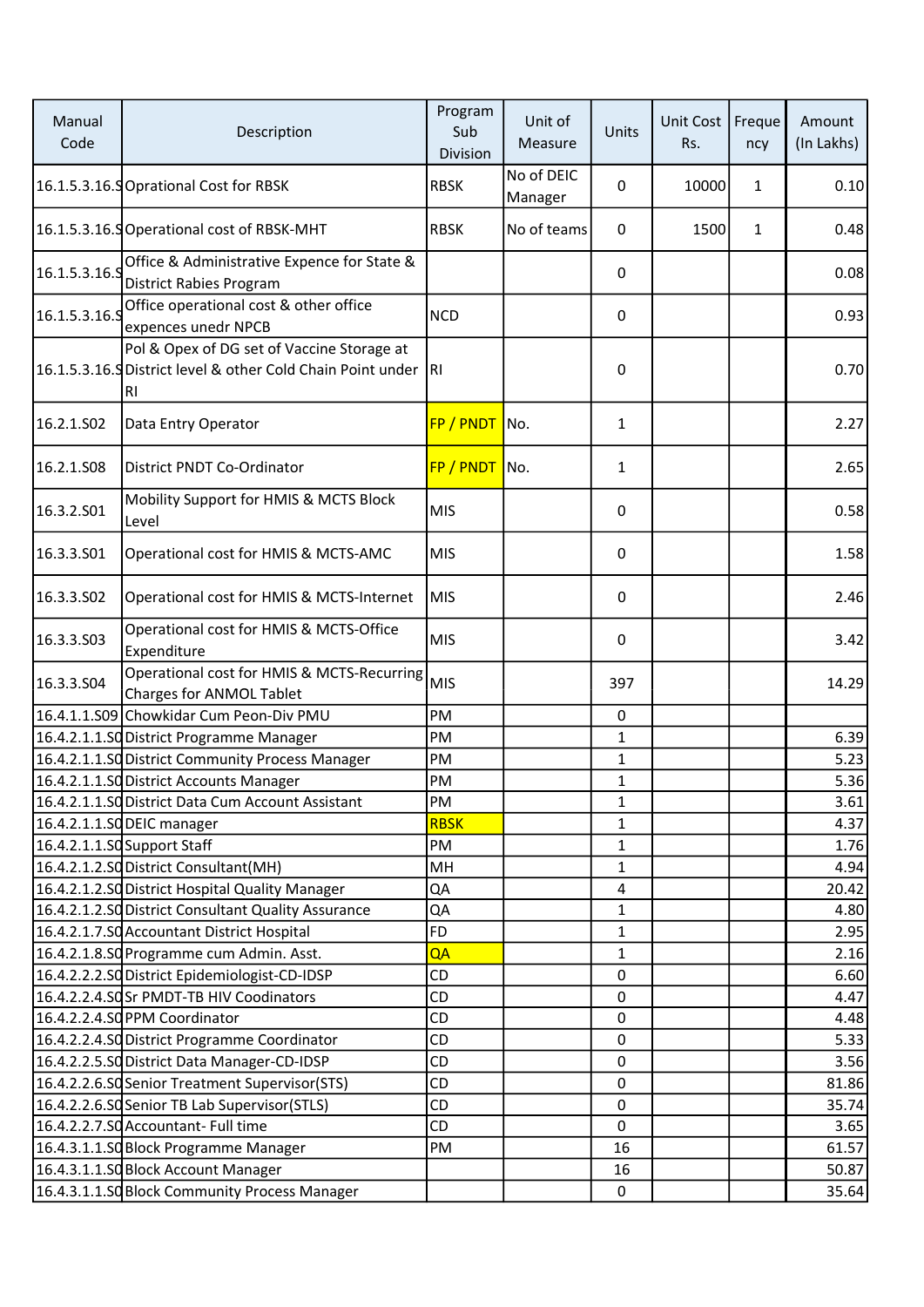| Manual Code | Description | Program Sub Division | Unit of Measure | Units | Unit Cost Rs. | Frequency | Amount (In Lakhs) |
|---|---|---|---|---|---|---|---|
| 16.1.5.3.16.S | Oprational Cost for RBSK | RBSK | No of DEIC Manager | 0 | 10000 | 1 | 0.10 |
| 16.1.5.3.16.S | Operational cost of RBSK-MHT | RBSK | No of teams | 0 | 1500 | 1 | 0.48 |
| 16.1.5.3.16.S | Office & Administrative Expence for State & District Rabies Program | | | 0 | | | 0.08 |
| 16.1.5.3.16.S | Office operational cost & other office expences unedr NPCB | NCD | | 0 | | | 0.93 |
| 16.1.5.3.16.S | Pol & Opex of DG set of Vaccine Storage at District level & other Cold Chain Point under RI | RI | | 0 | | | 0.70 |
| 16.2.1.S02 | Data Entry Operator | FP / PNDT | No. | 1 | | | 2.27 |
| 16.2.1.S08 | District PNDT Co-Ordinator | FP / PNDT | No. | 1 | | | 2.65 |
| 16.3.2.S01 | Mobility Support for HMIS & MCTS Block Level | MIS | | 0 | | | 0.58 |
| 16.3.3.S01 | Operational cost for HMIS & MCTS-AMC | MIS | | 0 | | | 1.58 |
| 16.3.3.S02 | Operational cost for HMIS & MCTS-Internet | MIS | | 0 | | | 2.46 |
| 16.3.3.S03 | Operational cost for HMIS & MCTS-Office Expenditure | MIS | | 0 | | | 3.42 |
| 16.3.3.S04 | Operational cost for HMIS & MCTS-Recurring Charges for ANMOL Tablet | MIS | | 397 | | | 14.29 |
| 16.4.1.1.S09 | Chowkidar Cum Peon-Div PMU | PM | | 0 | | | |
| 16.4.2.1.1.S0 | District Programme Manager | PM | | 1 | | | 6.39 |
| 16.4.2.1.1.S0 | District Community Process Manager | PM | | 1 | | | 5.23 |
| 16.4.2.1.1.S0 | District Accounts Manager | PM | | 1 | | | 5.36 |
| 16.4.2.1.1.S0 | District Data Cum Account Assistant | PM | | 1 | | | 3.61 |
| 16.4.2.1.1.S0 | DEIC manager | RBSK | | 1 | | | 4.37 |
| 16.4.2.1.1.S0 | Support Staff | PM | | 1 | | | 1.76 |
| 16.4.2.1.2.S0 | District Consultant(MH) | MH | | 1 | | | 4.94 |
| 16.4.2.1.2.S0 | District Hospital Quality Manager | QA | | 4 | | | 20.42 |
| 16.4.2.1.2.S0 | District Consultant Quality Assurance | QA | | 1 | | | 4.80 |
| 16.4.2.1.7.S0 | Accountant District Hospital | FD | | 1 | | | 2.95 |
| 16.4.2.1.8.S0 | Programme cum Admin. Asst. | QA | | 1 | | | 2.16 |
| 16.4.2.2.2.S0 | District Epidemiologist-CD-IDSP | CD | | 0 | | | 6.60 |
| 16.4.2.2.4.S0 | Sr PMDT-TB HIV Coodinators | CD | | 0 | | | 4.47 |
| 16.4.2.2.4.S0 | PPM Coordinator | CD | | 0 | | | 4.48 |
| 16.4.2.2.4.S0 | District Programme Coordinator | CD | | 0 | | | 5.33 |
| 16.4.2.2.5.S0 | District Data Manager-CD-IDSP | CD | | 0 | | | 3.56 |
| 16.4.2.2.6.S0 | Senior Treatment Supervisor(STS) | CD | | 0 | | | 81.86 |
| 16.4.2.2.6.S0 | Senior TB Lab Supervisor(STLS) | CD | | 0 | | | 35.74 |
| 16.4.2.2.7.S0 | Accountant- Full time | CD | | 0 | | | 3.65 |
| 16.4.3.1.1.S0 | Block Programme Manager | PM | | 16 | | | 61.57 |
| 16.4.3.1.1.S0 | Block Account Manager | | | 16 | | | 50.87 |
| 16.4.3.1.1.S0 | Block Community Process Manager | | | 0 | | | 35.64 |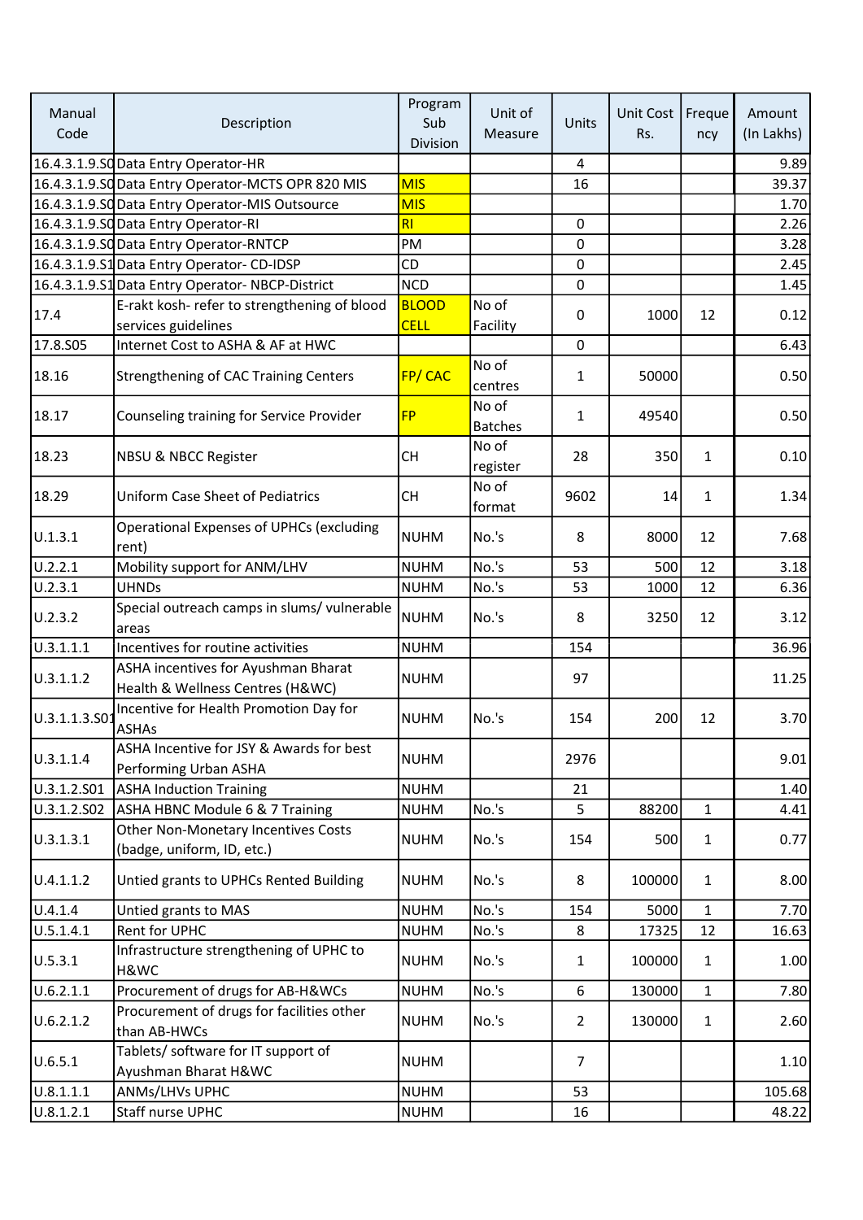| Manual Code | Description | Program Sub Division | Unit of Measure | Units | Unit Cost Rs. | Frequency | Amount (In Lakhs) |
|---|---|---|---|---|---|---|---|
| 16.4.3.1.9.S0 | Data Entry Operator-HR | | | 4 | | | 9.89 |
| 16.4.3.1.9.S0 | Data Entry Operator-MCTS OPR 820 MIS | MIS | | 16 | | | 39.37 |
| 16.4.3.1.9.S0 | Data Entry Operator-MIS Outsource | MIS | | | | | 1.70 |
| 16.4.3.1.9.S0 | Data Entry Operator-RI | RI | | 0 | | | 2.26 |
| 16.4.3.1.9.S0 | Data Entry Operator-RNTCP | PM | | 0 | | | 3.28 |
| 16.4.3.1.9.S1 | Data Entry Operator- CD-IDSP | CD | | 0 | | | 2.45 |
| 16.4.3.1.9.S1 | Data Entry Operator- NBCP-District | NCD | | 0 | | | 1.45 |
| 17.4 | E-rakt kosh- refer to strengthening of blood services guidelines | BLOOD CELL | No of Facility | 0 | 1000 | 12 | 0.12 |
| 17.8.S05 | Internet Cost to ASHA & AF at HWC | | | 0 | | | 6.43 |
| 18.16 | Strengthening of CAC Training Centers | FP/ CAC | No of centres | 1 | 50000 | | 0.50 |
| 18.17 | Counseling training for Service Provider | FP | No of Batches | 1 | 49540 | | 0.50 |
| 18.23 | NBSU & NBCC Register | CH | No of register | 28 | 350 | 1 | 0.10 |
| 18.29 | Uniform Case Sheet of Pediatrics | CH | No of format | 9602 | 14 | 1 | 1.34 |
| U.1.3.1 | Operational Expenses of UPHCs (excluding rent) | NUHM | No.'s | 8 | 8000 | 12 | 7.68 |
| U.2.2.1 | Mobility support for ANM/LHV | NUHM | No.'s | 53 | 500 | 12 | 3.18 |
| U.2.3.1 | UHNDs | NUHM | No.'s | 53 | 1000 | 12 | 6.36 |
| U.2.3.2 | Special outreach camps in slums/ vulnerable areas | NUHM | No.'s | 8 | 3250 | 12 | 3.12 |
| U.3.1.1.1 | Incentives for routine activities | NUHM | | 154 | | | 36.96 |
| U.3.1.1.2 | ASHA incentives for Ayushman Bharat Health & Wellness Centres (H&WC) | NUHM | | 97 | | | 11.25 |
| U.3.1.1.3.S01 | Incentive for Health Promotion Day for ASHAs | NUHM | No.'s | 154 | 200 | 12 | 3.70 |
| U.3.1.1.4 | ASHA Incentive for JSY & Awards for best Performing Urban ASHA | NUHM | | 2976 | | | 9.01 |
| U.3.1.2.S01 | ASHA Induction Training | NUHM | | 21 | | | 1.40 |
| U.3.1.2.S02 | ASHA HBNC Module 6 & 7 Training | NUHM | No.'s | 5 | 88200 | 1 | 4.41 |
| U.3.1.3.1 | Other Non-Monetary Incentives Costs (badge, uniform, ID, etc.) | NUHM | No.'s | 154 | 500 | 1 | 0.77 |
| U.4.1.1.2 | Untied grants to UPHCs Rented Building | NUHM | No.'s | 8 | 100000 | 1 | 8.00 |
| U.4.1.4 | Untied grants to MAS | NUHM | No.'s | 154 | 5000 | 1 | 7.70 |
| U.5.1.4.1 | Rent for UPHC | NUHM | No.'s | 8 | 17325 | 12 | 16.63 |
| U.5.3.1 | Infrastructure strengthening of UPHC to H&WC | NUHM | No.'s | 1 | 100000 | 1 | 1.00 |
| U.6.2.1.1 | Procurement of drugs for AB-H&WCs | NUHM | No.'s | 6 | 130000 | 1 | 7.80 |
| U.6.2.1.2 | Procurement of drugs for facilities other than AB-HWCs | NUHM | No.'s | 2 | 130000 | 1 | 2.60 |
| U.6.5.1 | Tablets/ software for IT support of Ayushman Bharat H&WC | NUHM | | 7 | | | 1.10 |
| U.8.1.1.1 | ANMs/LHVs UPHC | NUHM | | 53 | | | 105.68 |
| U.8.1.2.1 | Staff nurse UPHC | NUHM | | 16 | | | 48.22 |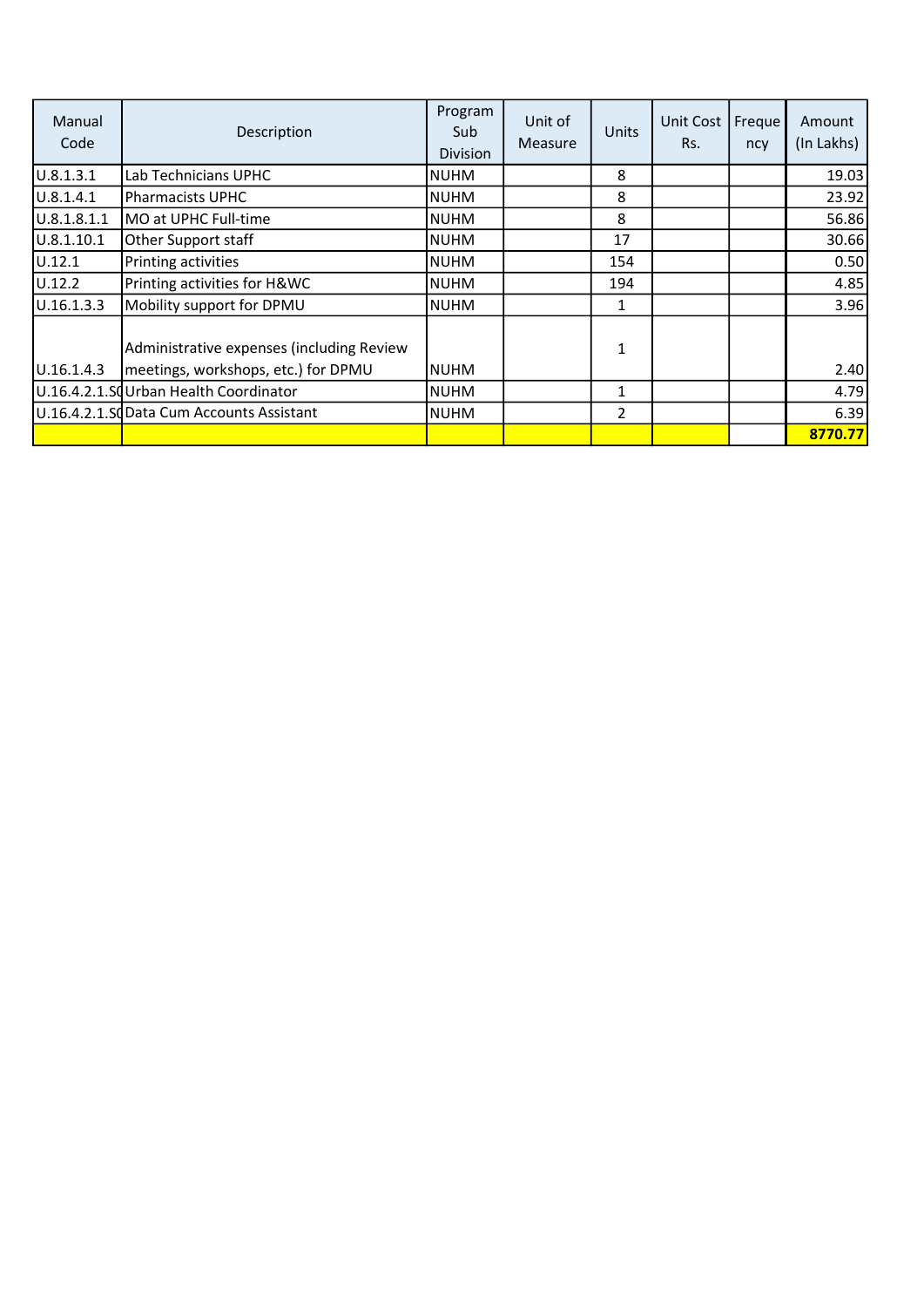| Manual Code | Description | Program Sub Division | Unit of Measure | Units | Unit Cost Rs. | Frequency | Amount (In Lakhs) |
|---|---|---|---|---|---|---|---|
| U.8.1.3.1 | Lab Technicians UPHC | NUHM | | 8 | | | 19.03 |
| U.8.1.4.1 | Pharmacists UPHC | NUHM | | 8 | | | 23.92 |
| U.8.1.8.1.1 | MO at UPHC Full-time | NUHM | | 8 | | | 56.86 |
| U.8.1.10.1 | Other Support staff | NUHM | | 17 | | | 30.66 |
| U.12.1 | Printing activities | NUHM | | 154 | | | 0.50 |
| U.12.2 | Printing activities for H&WC | NUHM | | 194 | | | 4.85 |
| U.16.1.3.3 | Mobility support for DPMU | NUHM | | 1 | | | 3.96 |
| U.16.1.4.3 | Administrative expenses (including Review meetings, workshops, etc.) for DPMU | NUHM | | 1 | | | 2.40 |
| U.16.4.2.1.S0 | Urban Health Coordinator | NUHM | | 1 | | | 4.79 |
| U.16.4.2.1.S0 | Data Cum Accounts Assistant | NUHM | | 2 | | | 6.39 |
| | | | | | | | **8770.77** |